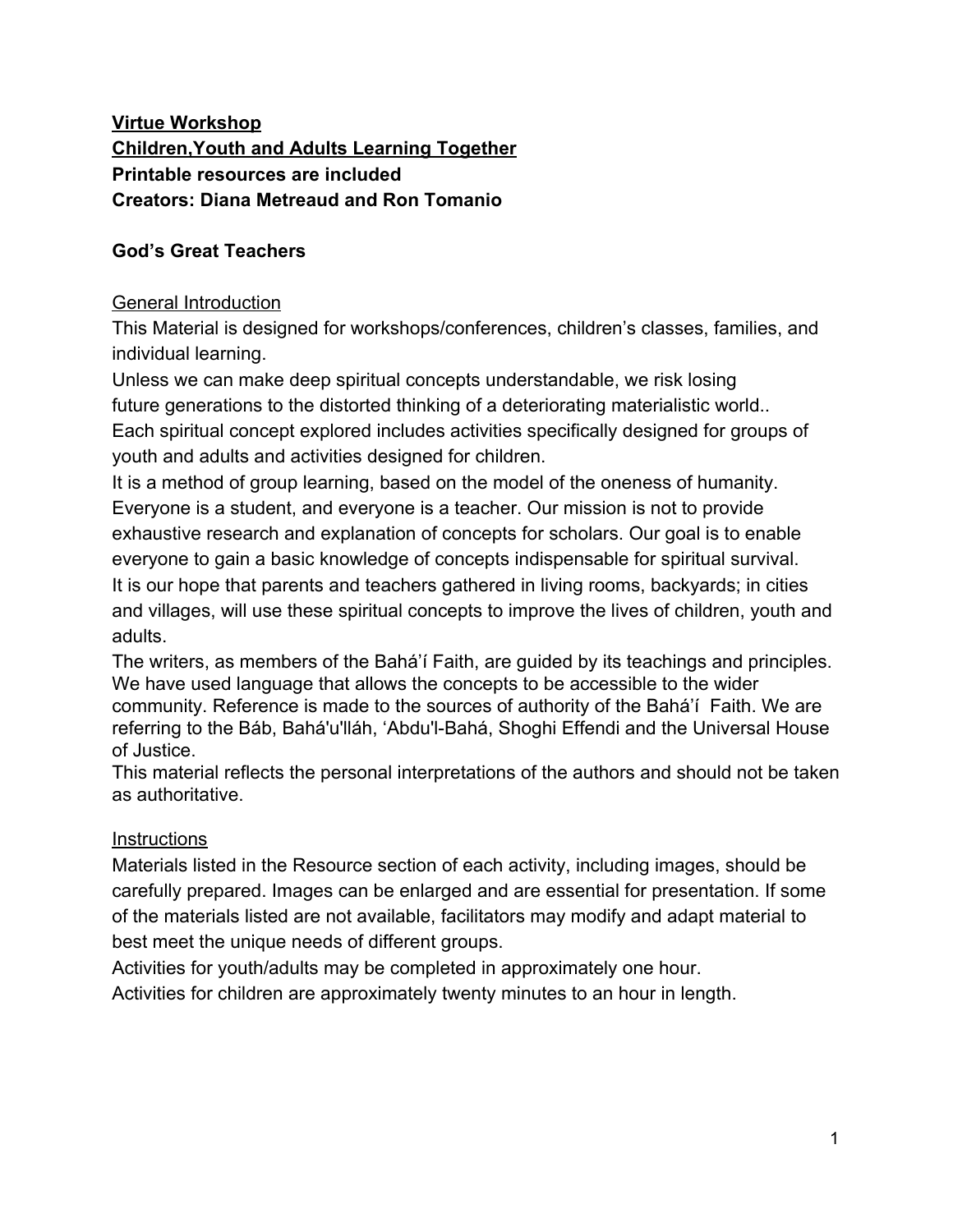**<u>Virtue Workshop</u>**
**<u>Children,Youth and Adults Learning Together</u>**
**Printable resources are included**
**Creators: Diana Metreaud and Ron Tomanio**

**God's Great Teachers**

<u>General Introduction</u>

This Material is designed for workshops/conferences, children's classes, families, and individual learning.

Unless we can make deep spiritual concepts understandable, we risk losing future generations to the distorted thinking of a deteriorating materialistic world..

Each spiritual concept explored includes activities specifically designed for groups of youth and adults and activities designed for children.

It is a method of group learning, based on the model of the oneness of humanity. Everyone is a student, and everyone is a teacher. Our mission is not to provide exhaustive research and explanation of concepts for scholars. Our goal is to enable everyone to gain a basic knowledge of concepts indispensable for spiritual survival.

It is our hope that parents and teachers gathered in living rooms, backyards; in cities and villages, will use these spiritual concepts to improve the lives of children, youth and adults.

The writers, as members of the Bahá'í Faith, are guided by its teachings and principles. We have used language that allows the concepts to be accessible to the wider community. Reference is made to the sources of authority of the Bahá'í Faith. We are referring to the Báb, Bahá'u'lláh, 'Abdu'l-Bahá, Shoghi Effendi and the Universal House of Justice.

This material reflects the personal interpretations of the authors and should not be taken as authoritative.

<u>Instructions</u>

Materials listed in the Resource section of each activity, including images, should be carefully prepared. Images can be enlarged and are essential for presentation. If some of the materials listed are not available, facilitators may modify and adapt material to best meet the unique needs of different groups.

Activities for youth/adults may be completed in approximately one hour.

Activities for children are approximately twenty minutes to an hour in length.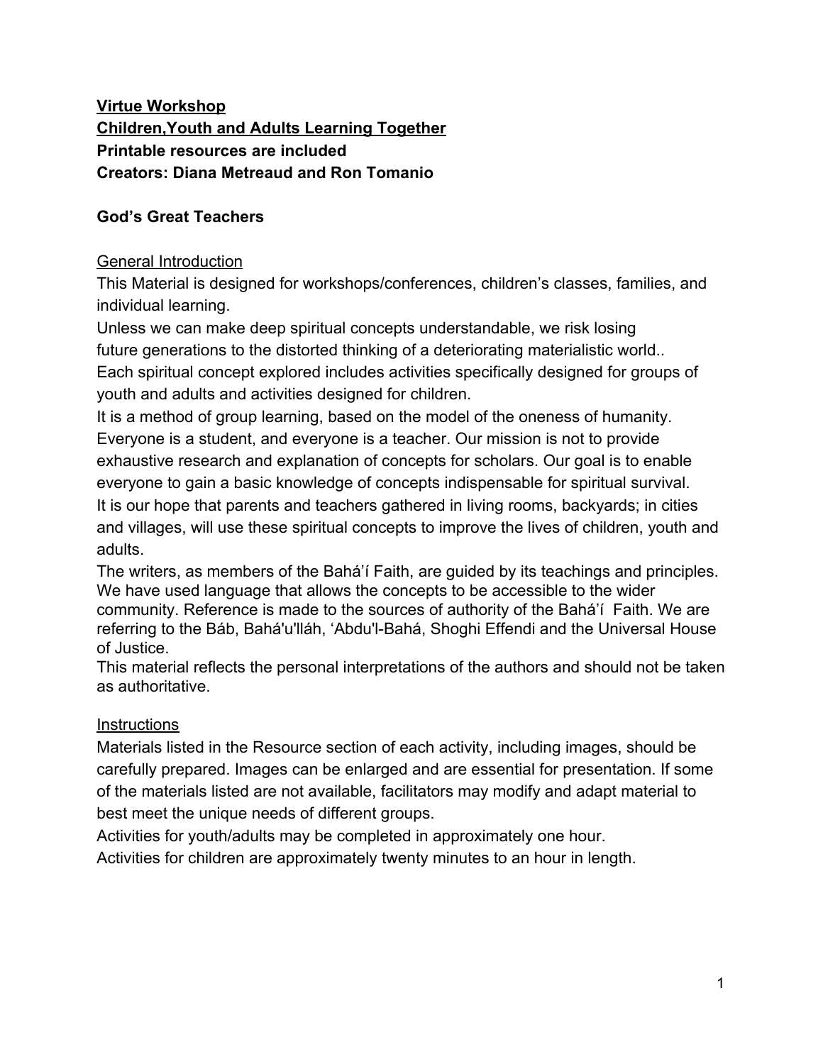**<u>Virtue Workshop</u>**
**<u>Children,Youth and Adults Learning Together</u>**
**Printable resources are included**
**Creators: Diana Metreaud and Ron Tomanio**

**God's Great Teachers**

<u>General Introduction</u>

This Material is designed for workshops/conferences, children's classes, families, and individual learning.

Unless we can make deep spiritual concepts understandable, we risk losing future generations to the distorted thinking of a deteriorating materialistic world..

Each spiritual concept explored includes activities specifically designed for groups of youth and adults and activities designed for children.

It is a method of group learning, based on the model of the oneness of humanity. Everyone is a student, and everyone is a teacher. Our mission is not to provide exhaustive research and explanation of concepts for scholars. Our goal is to enable everyone to gain a basic knowledge of concepts indispensable for spiritual survival.

It is our hope that parents and teachers gathered in living rooms, backyards; in cities and villages, will use these spiritual concepts to improve the lives of children, youth and adults.

The writers, as members of the Bahá'í Faith, are guided by its teachings and principles. We have used language that allows the concepts to be accessible to the wider community. Reference is made to the sources of authority of the Bahá'í Faith. We are referring to the Báb, Bahá'u'lláh, 'Abdu'l-Bahá, Shoghi Effendi and the Universal House of Justice.

This material reflects the personal interpretations of the authors and should not be taken as authoritative.

<u>Instructions</u>

Materials listed in the Resource section of each activity, including images, should be carefully prepared. Images can be enlarged and are essential for presentation. If some of the materials listed are not available, facilitators may modify and adapt material to best meet the unique needs of different groups.

Activities for youth/adults may be completed in approximately one hour.

Activities for children are approximately twenty minutes to an hour in length.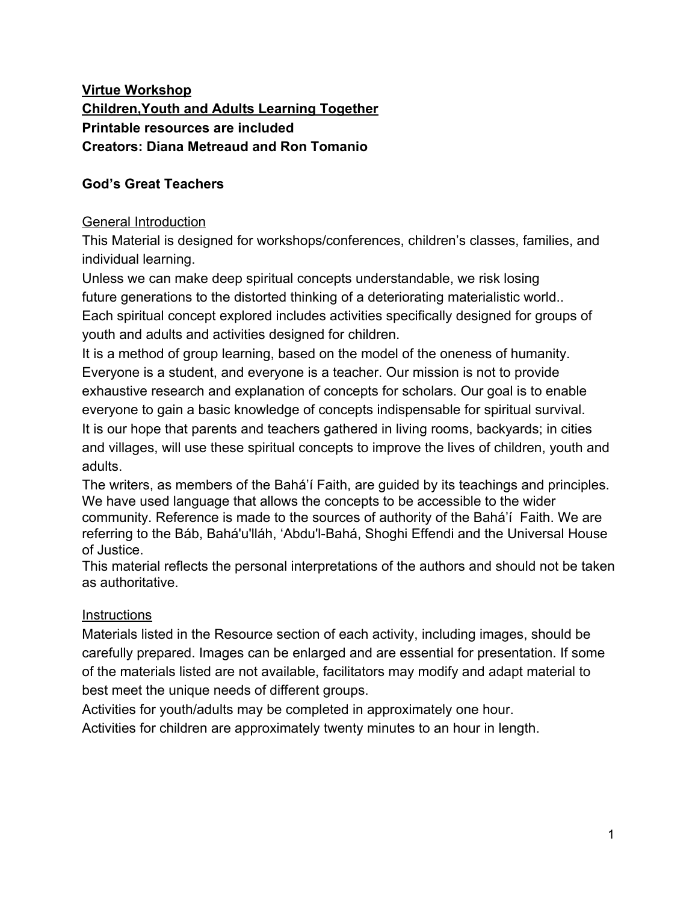**<u>Virtue Workshop</u>**
**<u>Children,Youth and Adults Learning Together</u>**
**Printable resources are included**
**Creators: Diana Metreaud and Ron Tomanio**

**God's Great Teachers**

<u>General Introduction</u>

This Material is designed for workshops/conferences, children's classes, families, and individual learning.

Unless we can make deep spiritual concepts understandable, we risk losing future generations to the distorted thinking of a deteriorating materialistic world..

Each spiritual concept explored includes activities specifically designed for groups of youth and adults and activities designed for children.

It is a method of group learning, based on the model of the oneness of humanity. Everyone is a student, and everyone is a teacher. Our mission is not to provide exhaustive research and explanation of concepts for scholars. Our goal is to enable everyone to gain a basic knowledge of concepts indispensable for spiritual survival.

It is our hope that parents and teachers gathered in living rooms, backyards; in cities and villages, will use these spiritual concepts to improve the lives of children, youth and adults.

The writers, as members of the Bahá'í Faith, are guided by its teachings and principles. We have used language that allows the concepts to be accessible to the wider community. Reference is made to the sources of authority of the Bahá'í Faith. We are referring to the Báb, Bahá'u'lláh, 'Abdu'l-Bahá, Shoghi Effendi and the Universal House of Justice.

This material reflects the personal interpretations of the authors and should not be taken as authoritative.

<u>Instructions</u>

Materials listed in the Resource section of each activity, including images, should be carefully prepared. Images can be enlarged and are essential for presentation. If some of the materials listed are not available, facilitators may modify and adapt material to best meet the unique needs of different groups.

Activities for youth/adults may be completed in approximately one hour.

Activities for children are approximately twenty minutes to an hour in length.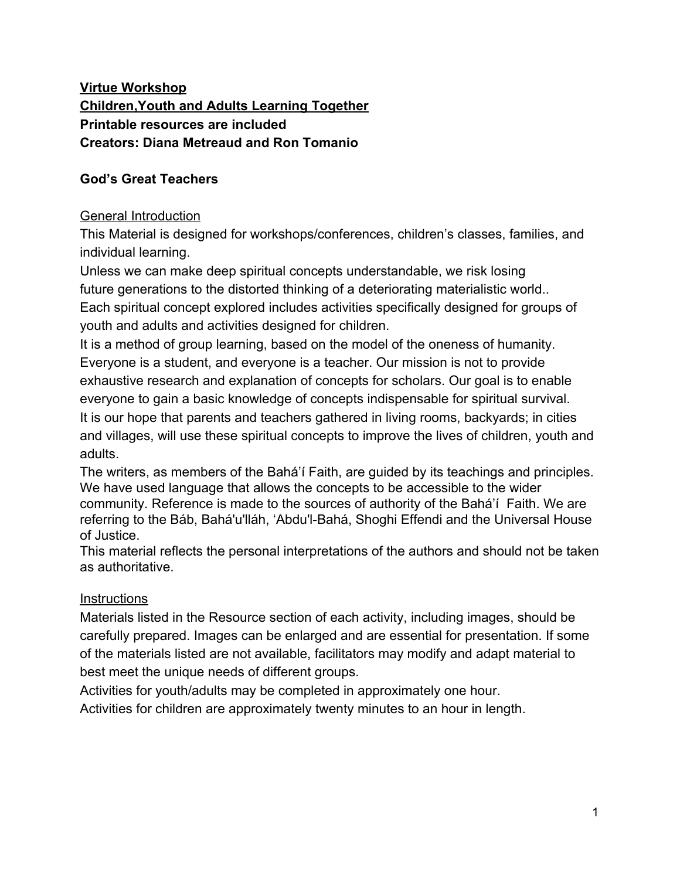**<u>Virtue Workshop</u>**
**<u>Children,Youth and Adults Learning Together</u>**
**Printable resources are included**
**Creators: Diana Metreaud and Ron Tomanio**

**God's Great Teachers**

<u>General Introduction</u>

This Material is designed for workshops/conferences, children's classes, families, and individual learning.

Unless we can make deep spiritual concepts understandable, we risk losing future generations to the distorted thinking of a deteriorating materialistic world..

Each spiritual concept explored includes activities specifically designed for groups of youth and adults and activities designed for children.

It is a method of group learning, based on the model of the oneness of humanity. Everyone is a student, and everyone is a teacher. Our mission is not to provide exhaustive research and explanation of concepts for scholars. Our goal is to enable everyone to gain a basic knowledge of concepts indispensable for spiritual survival.

It is our hope that parents and teachers gathered in living rooms, backyards; in cities and villages, will use these spiritual concepts to improve the lives of children, youth and adults.

The writers, as members of the Bahá'í Faith, are guided by its teachings and principles. We have used language that allows the concepts to be accessible to the wider community. Reference is made to the sources of authority of the Bahá'í Faith. We are referring to the Báb, Bahá'u'lláh, 'Abdu'l-Bahá, Shoghi Effendi and the Universal House of Justice.

This material reflects the personal interpretations of the authors and should not be taken as authoritative.

<u>Instructions</u>

Materials listed in the Resource section of each activity, including images, should be carefully prepared. Images can be enlarged and are essential for presentation. If some of the materials listed are not available, facilitators may modify and adapt material to best meet the unique needs of different groups.

Activities for youth/adults may be completed in approximately one hour.

Activities for children are approximately twenty minutes to an hour in length.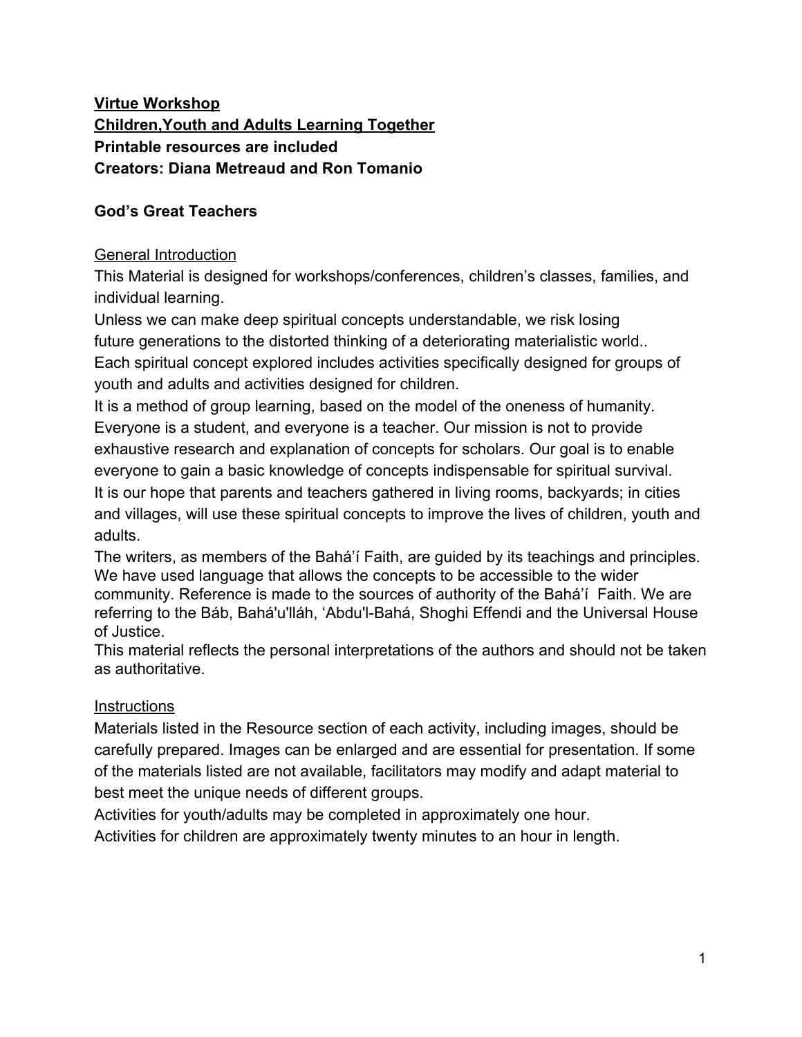**<u>Virtue Workshop</u>**
**<u>Children,Youth and Adults Learning Together</u>**
**Printable resources are included**
**Creators: Diana Metreaud and Ron Tomanio**

**God's Great Teachers**

<u>General Introduction</u>

This Material is designed for workshops/conferences, children's classes, families, and individual learning.

Unless we can make deep spiritual concepts understandable, we risk losing future generations to the distorted thinking of a deteriorating materialistic world..

Each spiritual concept explored includes activities specifically designed for groups of youth and adults and activities designed for children.

It is a method of group learning, based on the model of the oneness of humanity. Everyone is a student, and everyone is a teacher. Our mission is not to provide exhaustive research and explanation of concepts for scholars. Our goal is to enable everyone to gain a basic knowledge of concepts indispensable for spiritual survival.

It is our hope that parents and teachers gathered in living rooms, backyards; in cities and villages, will use these spiritual concepts to improve the lives of children, youth and adults.

The writers, as members of the Bahá'í Faith, are guided by its teachings and principles. We have used language that allows the concepts to be accessible to the wider community. Reference is made to the sources of authority of the Bahá'í Faith. We are referring to the Báb, Bahá'u'lláh, 'Abdu'l-Bahá, Shoghi Effendi and the Universal House of Justice.

This material reflects the personal interpretations of the authors and should not be taken as authoritative.

<u>Instructions</u>

Materials listed in the Resource section of each activity, including images, should be carefully prepared. Images can be enlarged and are essential for presentation. If some of the materials listed are not available, facilitators may modify and adapt material to best meet the unique needs of different groups.

Activities for youth/adults may be completed in approximately one hour.

Activities for children are approximately twenty minutes to an hour in length.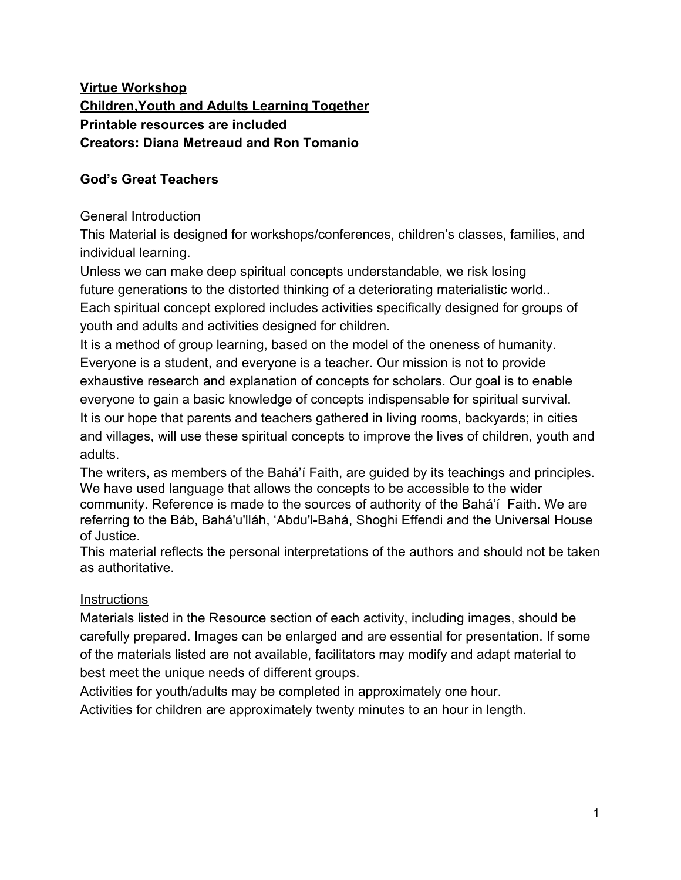**<u>Virtue Workshop</u>**
**<u>Children,Youth and Adults Learning Together</u>**
**Printable resources are included**
**Creators: Diana Metreaud and Ron Tomanio**

## God's Great Teachers

<u>General Introduction</u>

This Material is designed for workshops/conferences, children's classes, families, and individual learning.

Unless we can make deep spiritual concepts understandable, we risk losing future generations to the distorted thinking of a deteriorating materialistic world..

Each spiritual concept explored includes activities specifically designed for groups of youth and adults and activities designed for children.

It is a method of group learning, based on the model of the oneness of humanity. Everyone is a student, and everyone is a teacher. Our mission is not to provide exhaustive research and explanation of concepts for scholars. Our goal is to enable everyone to gain a basic knowledge of concepts indispensable for spiritual survival.

It is our hope that parents and teachers gathered in living rooms, backyards; in cities and villages, will use these spiritual concepts to improve the lives of children, youth and adults.

The writers, as members of the Bahá'í Faith, are guided by its teachings and principles. We have used language that allows the concepts to be accessible to the wider community. Reference is made to the sources of authority of the Bahá'í Faith. We are referring to the Báb, Bahá'u'lláh, 'Abdu'l-Bahá, Shoghi Effendi and the Universal House of Justice.

This material reflects the personal interpretations of the authors and should not be taken as authoritative.

<u>Instructions</u>

Materials listed in the Resource section of each activity, including images, should be carefully prepared. Images can be enlarged and are essential for presentation. If some of the materials listed are not available, facilitators may modify and adapt material to best meet the unique needs of different groups.

Activities for youth/adults may be completed in approximately one hour.

Activities for children are approximately twenty minutes to an hour in length.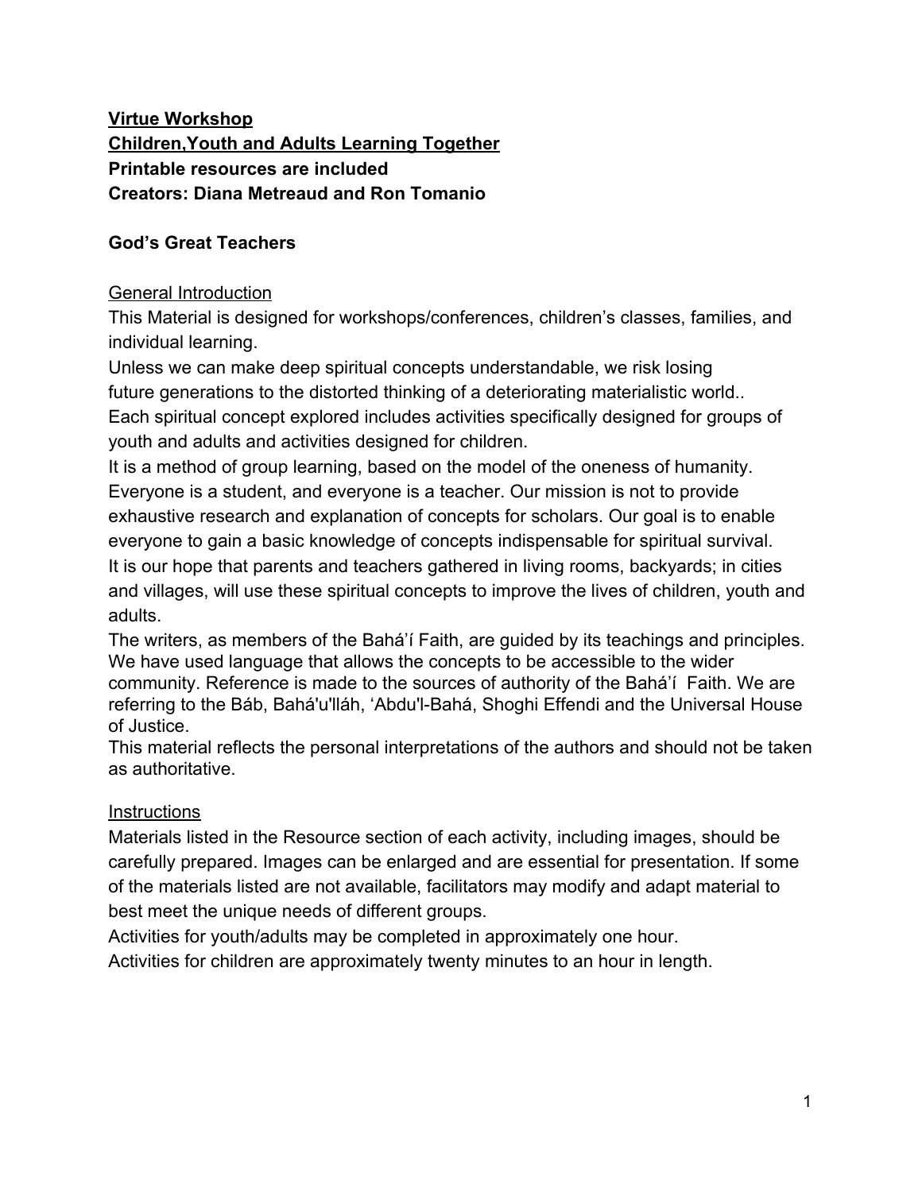**<u>Virtue Workshop</u>**
**<u>Children,Youth and Adults Learning Together</u>**
**Printable resources are included**
**Creators: Diana Metreaud and Ron Tomanio**

**God's Great Teachers**

<u>General Introduction</u>

This Material is designed for workshops/conferences, children's classes, families, and individual learning.

Unless we can make deep spiritual concepts understandable, we risk losing future generations to the distorted thinking of a deteriorating materialistic world..

Each spiritual concept explored includes activities specifically designed for groups of youth and adults and activities designed for children.

It is a method of group learning, based on the model of the oneness of humanity. Everyone is a student, and everyone is a teacher. Our mission is not to provide exhaustive research and explanation of concepts for scholars. Our goal is to enable everyone to gain a basic knowledge of concepts indispensable for spiritual survival.

It is our hope that parents and teachers gathered in living rooms, backyards; in cities and villages, will use these spiritual concepts to improve the lives of children, youth and adults.

The writers, as members of the Bahá'í Faith, are guided by its teachings and principles. We have used language that allows the concepts to be accessible to the wider community. Reference is made to the sources of authority of the Bahá'í Faith. We are referring to the Báb, Bahá'u'lláh, 'Abdu'l-Bahá, Shoghi Effendi and the Universal House of Justice.

This material reflects the personal interpretations of the authors and should not be taken as authoritative.

<u>Instructions</u>

Materials listed in the Resource section of each activity, including images, should be carefully prepared. Images can be enlarged and are essential for presentation. If some of the materials listed are not available, facilitators may modify and adapt material to best meet the unique needs of different groups.

Activities for youth/adults may be completed in approximately one hour.

Activities for children are approximately twenty minutes to an hour in length.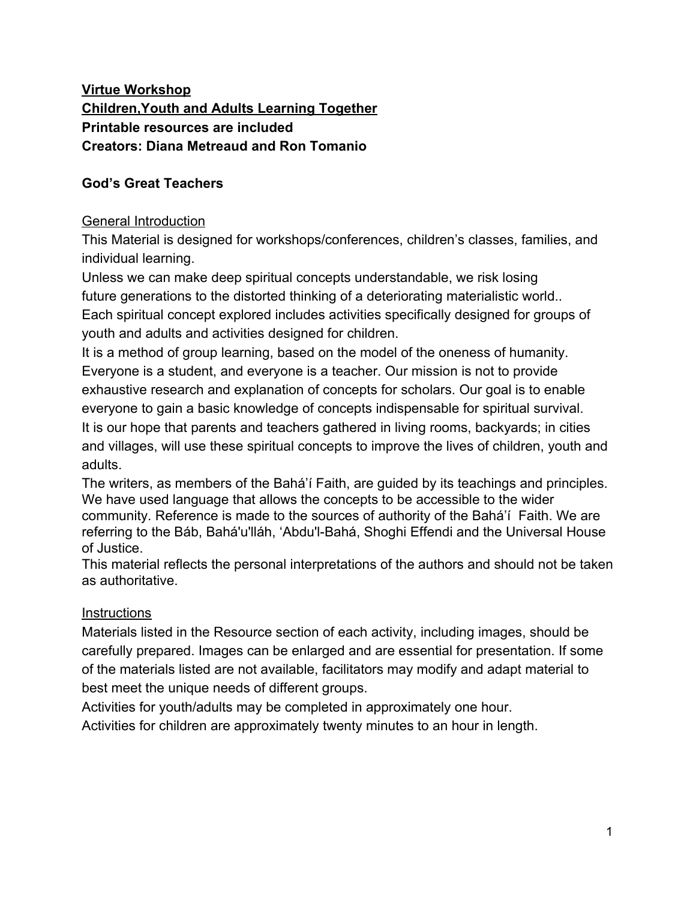**Virtue Workshop**
**Children,Youth and Adults Learning Together**
**Printable resources are included**
**Creators: Diana Metreaud and Ron Tomanio**

## God's Great Teachers

### General Introduction

This Material is designed for workshops/conferences, children's classes, families, and individual learning.

Unless we can make deep spiritual concepts understandable, we risk losing future generations to the distorted thinking of a deteriorating materialistic world..

Each spiritual concept explored includes activities specifically designed for groups of youth and adults and activities designed for children.

It is a method of group learning, based on the model of the oneness of humanity. Everyone is a student, and everyone is a teacher. Our mission is not to provide exhaustive research and explanation of concepts for scholars. Our goal is to enable everyone to gain a basic knowledge of concepts indispensable for spiritual survival.

It is our hope that parents and teachers gathered in living rooms, backyards; in cities and villages, will use these spiritual concepts to improve the lives of children, youth and adults.

The writers, as members of the Bahá'í Faith, are guided by its teachings and principles. We have used language that allows the concepts to be accessible to the wider community. Reference is made to the sources of authority of the Bahá'í Faith. We are referring to the Báb, Bahá'u'lláh, 'Abdu'l-Bahá, Shoghi Effendi and the Universal House of Justice.

This material reflects the personal interpretations of the authors and should not be taken as authoritative.

### Instructions

Materials listed in the Resource section of each activity, including images, should be carefully prepared. Images can be enlarged and are essential for presentation. If some of the materials listed are not available, facilitators may modify and adapt material to best meet the unique needs of different groups.

Activities for youth/adults may be completed in approximately one hour.

Activities for children are approximately twenty minutes to an hour in length.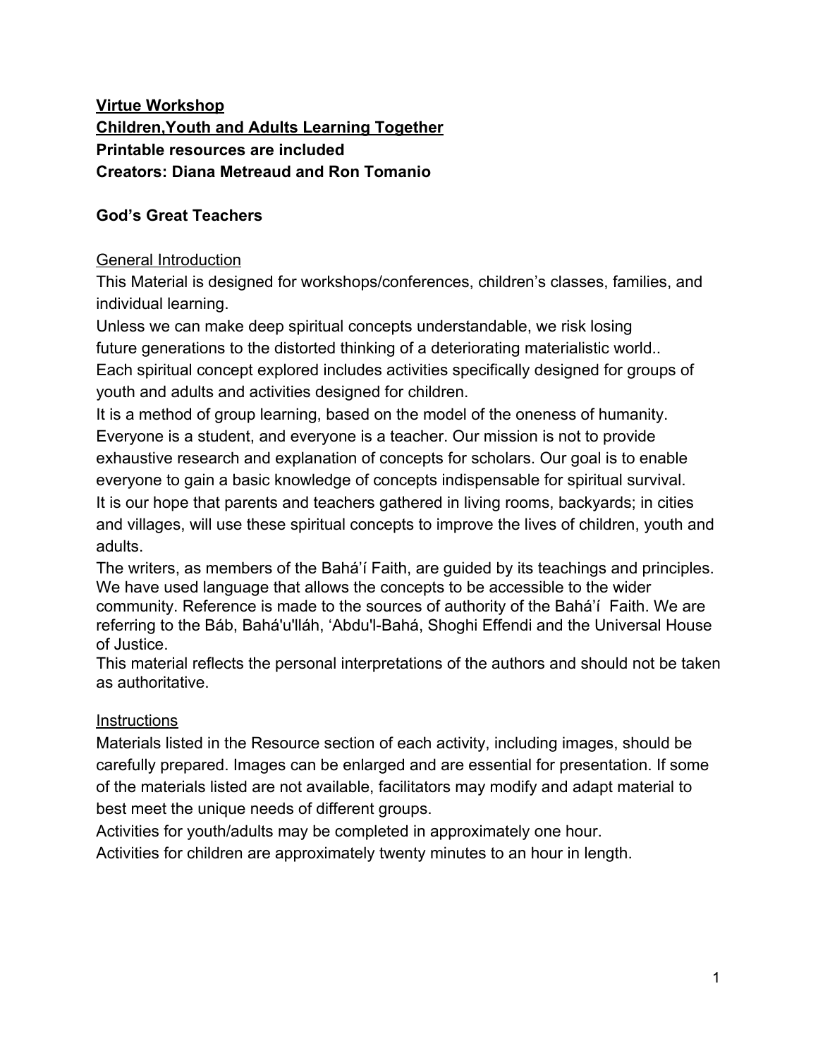**<u>Virtue Workshop</u>**
**<u>Children,Youth and Adults Learning Together</u>**
**Printable resources are included**
**Creators: Diana Metreaud and Ron Tomanio**

**God's Great Teachers**

<u>General Introduction</u>

This Material is designed for workshops/conferences, children's classes, families, and individual learning.

Unless we can make deep spiritual concepts understandable, we risk losing future generations to the distorted thinking of a deteriorating materialistic world..

Each spiritual concept explored includes activities specifically designed for groups of youth and adults and activities designed for children.

It is a method of group learning, based on the model of the oneness of humanity. Everyone is a student, and everyone is a teacher. Our mission is not to provide exhaustive research and explanation of concepts for scholars. Our goal is to enable everyone to gain a basic knowledge of concepts indispensable for spiritual survival.

It is our hope that parents and teachers gathered in living rooms, backyards; in cities and villages, will use these spiritual concepts to improve the lives of children, youth and adults.

The writers, as members of the Bahá'í Faith, are guided by its teachings and principles. We have used language that allows the concepts to be accessible to the wider community. Reference is made to the sources of authority of the Bahá'í Faith. We are referring to the Báb, Bahá'u'lláh, 'Abdu'l-Bahá, Shoghi Effendi and the Universal House of Justice.

This material reflects the personal interpretations of the authors and should not be taken as authoritative.

<u>Instructions</u>

Materials listed in the Resource section of each activity, including images, should be carefully prepared. Images can be enlarged and are essential for presentation. If some of the materials listed are not available, facilitators may modify and adapt material to best meet the unique needs of different groups.

Activities for youth/adults may be completed in approximately one hour.

Activities for children are approximately twenty minutes to an hour in length.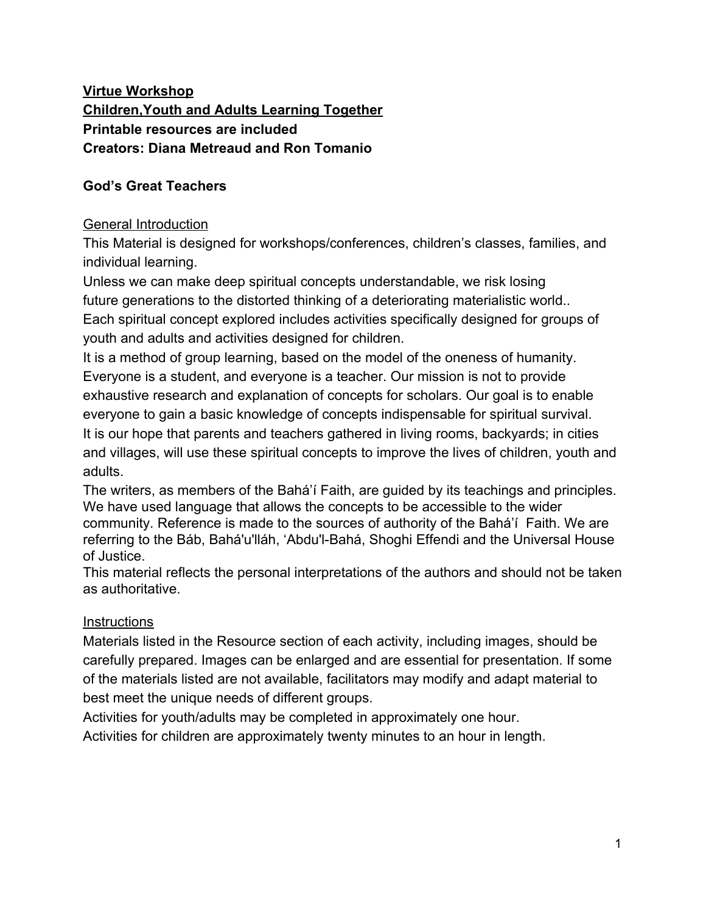**<u>Virtue Workshop</u>**
**<u>Children,Youth and Adults Learning Together</u>**
**Printable resources are included**
**Creators: Diana Metreaud and Ron Tomanio**

**God's Great Teachers**

<u>General Introduction</u>

This Material is designed for workshops/conferences, children's classes, families, and individual learning.

Unless we can make deep spiritual concepts understandable, we risk losing future generations to the distorted thinking of a deteriorating materialistic world..

Each spiritual concept explored includes activities specifically designed for groups of youth and adults and activities designed for children.

It is a method of group learning, based on the model of the oneness of humanity. Everyone is a student, and everyone is a teacher. Our mission is not to provide exhaustive research and explanation of concepts for scholars. Our goal is to enable everyone to gain a basic knowledge of concepts indispensable for spiritual survival.

It is our hope that parents and teachers gathered in living rooms, backyards; in cities and villages, will use these spiritual concepts to improve the lives of children, youth and adults.

The writers, as members of the Bahá'í Faith, are guided by its teachings and principles. We have used language that allows the concepts to be accessible to the wider community. Reference is made to the sources of authority of the Bahá'í Faith. We are referring to the Báb, Bahá'u'lláh, 'Abdu'l-Bahá, Shoghi Effendi and the Universal House of Justice.

This material reflects the personal interpretations of the authors and should not be taken as authoritative.

<u>Instructions</u>

Materials listed in the Resource section of each activity, including images, should be carefully prepared. Images can be enlarged and are essential for presentation. If some of the materials listed are not available, facilitators may modify and adapt material to best meet the unique needs of different groups.

Activities for youth/adults may be completed in approximately one hour.

Activities for children are approximately twenty minutes to an hour in length.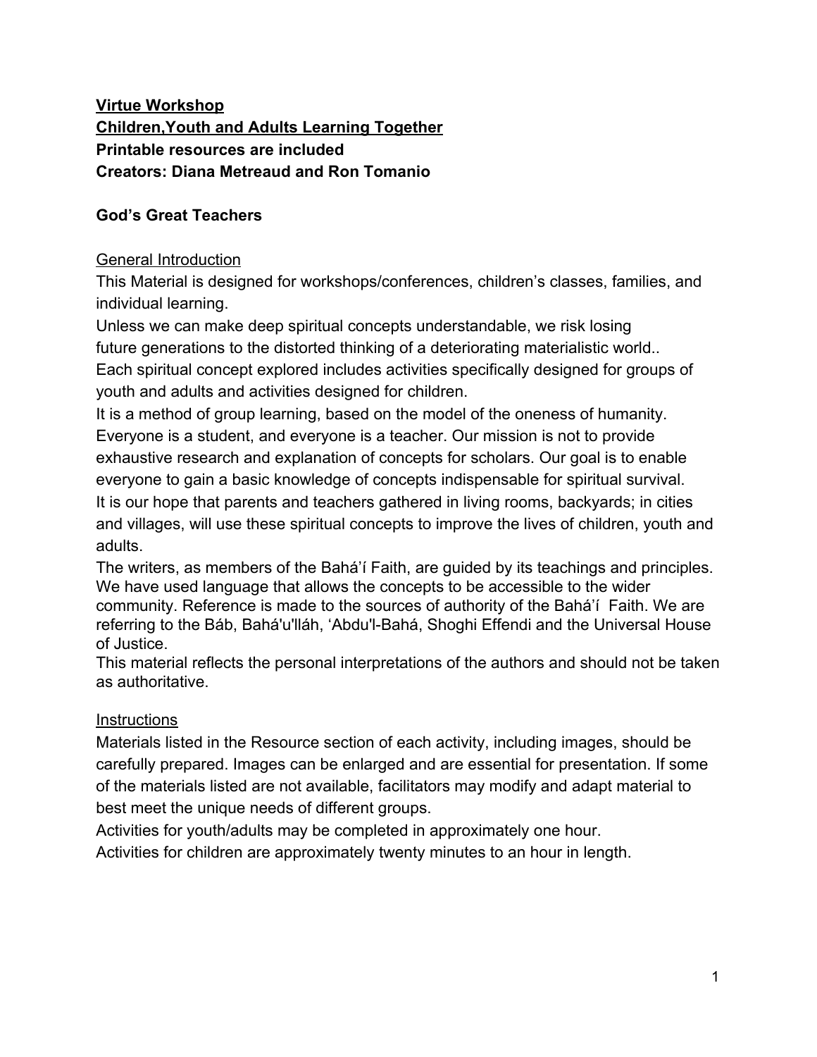**<u>Virtue Workshop</u>**
**<u>Children,Youth and Adults Learning Together</u>**
**Printable resources are included**
**Creators: Diana Metreaud and Ron Tomanio**

## God's Great Teachers

<u>General Introduction</u>

This Material is designed for workshops/conferences, children's classes, families, and individual learning.

Unless we can make deep spiritual concepts understandable, we risk losing future generations to the distorted thinking of a deteriorating materialistic world..

Each spiritual concept explored includes activities specifically designed for groups of youth and adults and activities designed for children.

It is a method of group learning, based on the model of the oneness of humanity. Everyone is a student, and everyone is a teacher. Our mission is not to provide exhaustive research and explanation of concepts for scholars. Our goal is to enable everyone to gain a basic knowledge of concepts indispensable for spiritual survival.

It is our hope that parents and teachers gathered in living rooms, backyards; in cities and villages, will use these spiritual concepts to improve the lives of children, youth and adults.

The writers, as members of the Bahá'í Faith, are guided by its teachings and principles. We have used language that allows the concepts to be accessible to the wider community. Reference is made to the sources of authority of the Bahá'í Faith. We are referring to the Báb, Bahá'u'lláh, 'Abdu'l-Bahá, Shoghi Effendi and the Universal House of Justice.

This material reflects the personal interpretations of the authors and should not be taken as authoritative.

<u>Instructions</u>

Materials listed in the Resource section of each activity, including images, should be carefully prepared. Images can be enlarged and are essential for presentation. If some of the materials listed are not available, facilitators may modify and adapt material to best meet the unique needs of different groups.

Activities for youth/adults may be completed in approximately one hour.

Activities for children are approximately twenty minutes to an hour in length.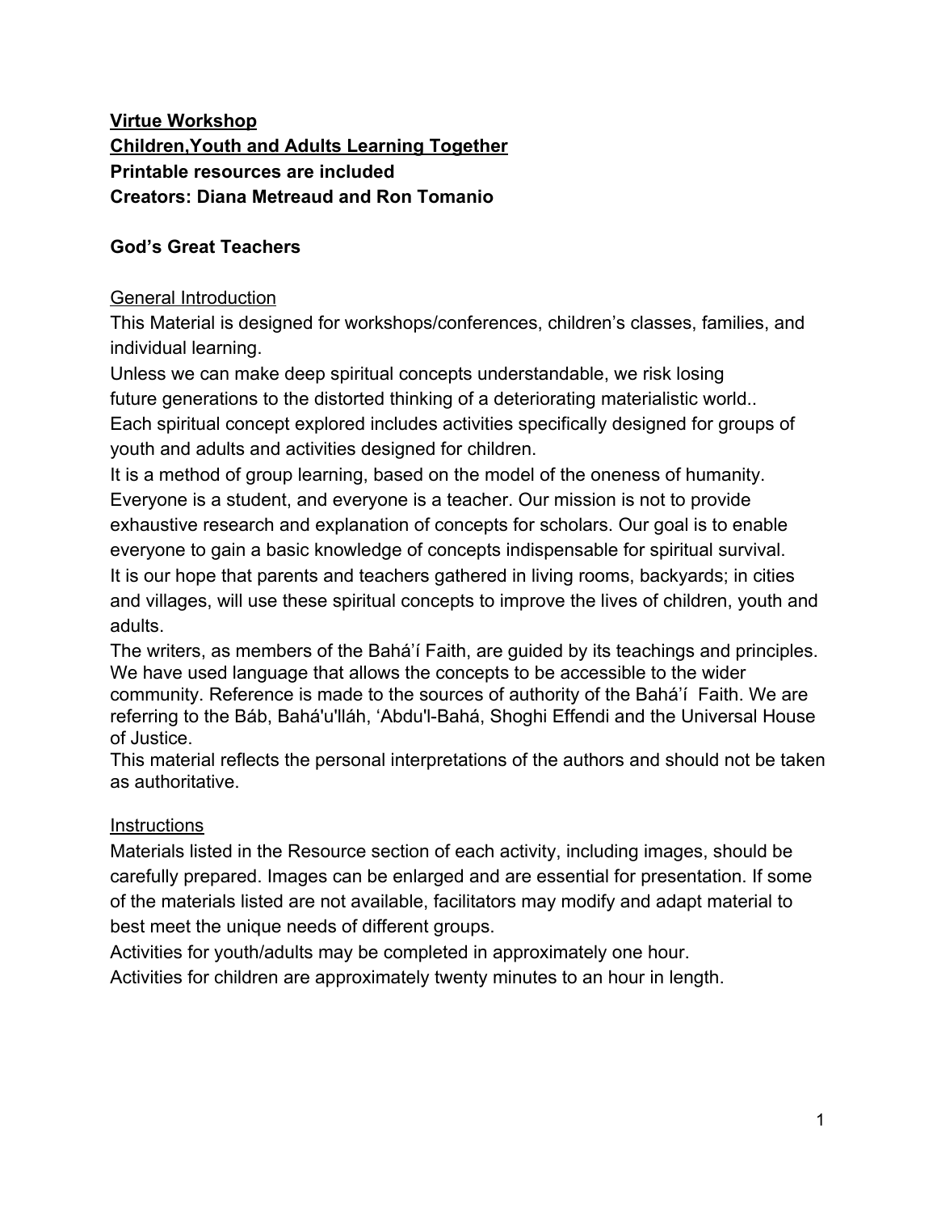**<u>Virtue Workshop</u>**
**<u>Children,Youth and Adults Learning Together</u>**
**Printable resources are included**
**Creators: Diana Metreaud and Ron Tomanio**

**God's Great Teachers**

<u>General Introduction</u>

This Material is designed for workshops/conferences, children's classes, families, and individual learning.

Unless we can make deep spiritual concepts understandable, we risk losing future generations to the distorted thinking of a deteriorating materialistic world..

Each spiritual concept explored includes activities specifically designed for groups of youth and adults and activities designed for children.

It is a method of group learning, based on the model of the oneness of humanity. Everyone is a student, and everyone is a teacher. Our mission is not to provide exhaustive research and explanation of concepts for scholars. Our goal is to enable everyone to gain a basic knowledge of concepts indispensable for spiritual survival.

It is our hope that parents and teachers gathered in living rooms, backyards; in cities and villages, will use these spiritual concepts to improve the lives of children, youth and adults.

The writers, as members of the Bahá'í Faith, are guided by its teachings and principles. We have used language that allows the concepts to be accessible to the wider community. Reference is made to the sources of authority of the Bahá'í Faith. We are referring to the Báb, Bahá'u'lláh, 'Abdu'l-Bahá, Shoghi Effendi and the Universal House of Justice.

This material reflects the personal interpretations of the authors and should not be taken as authoritative.

<u>Instructions</u>

Materials listed in the Resource section of each activity, including images, should be carefully prepared. Images can be enlarged and are essential for presentation. If some of the materials listed are not available, facilitators may modify and adapt material to best meet the unique needs of different groups.

Activities for youth/adults may be completed in approximately one hour.

Activities for children are approximately twenty minutes to an hour in length.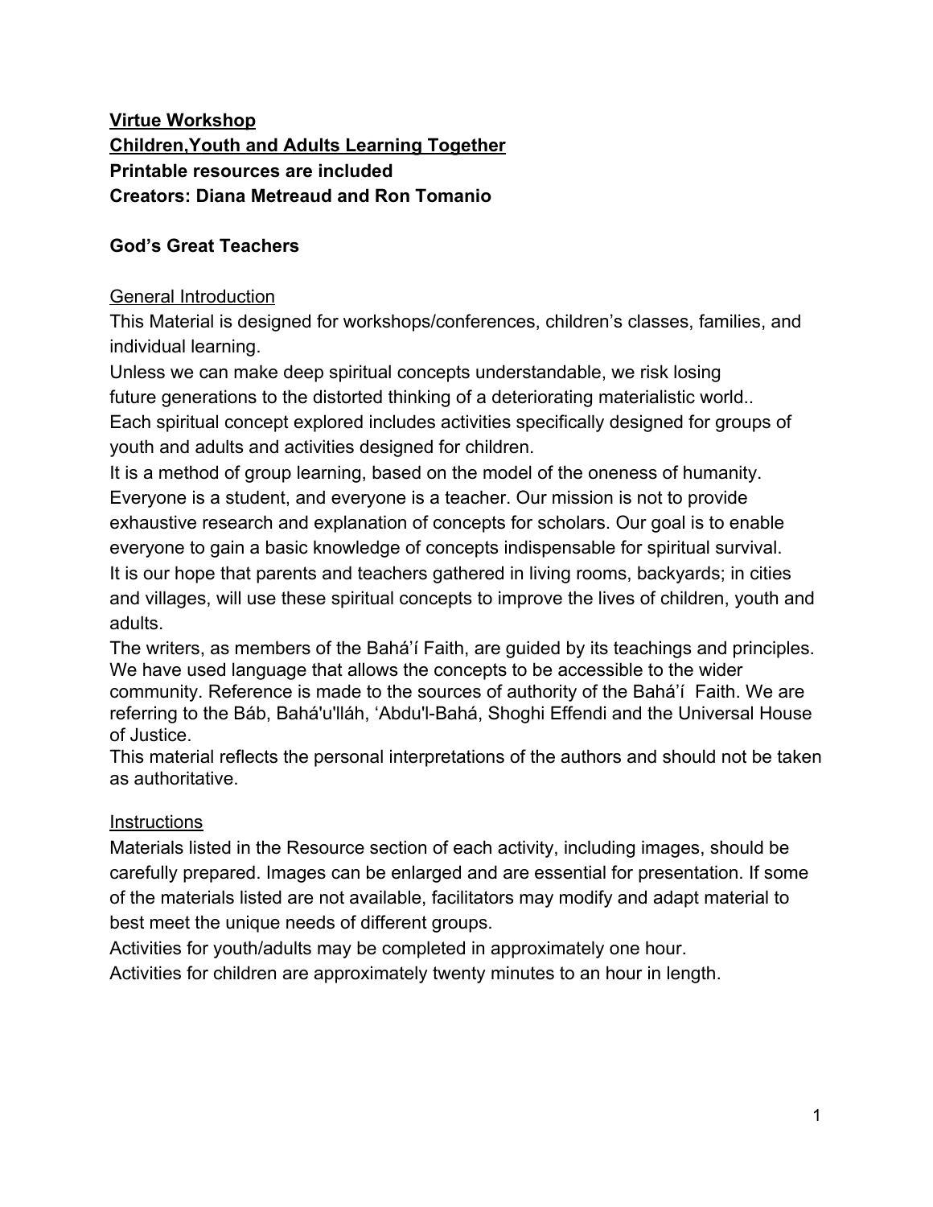**Virtue Workshop**
**Children,Youth and Adults Learning Together**
**Printable resources are included**
**Creators: Diana Metreaud and Ron Tomanio**

## God's Great Teachers

### General Introduction

This Material is designed for workshops/conferences, children's classes, families, and individual learning.
Unless we can make deep spiritual concepts understandable, we risk losing future generations to the distorted thinking of a deteriorating materialistic world..
Each spiritual concept explored includes activities specifically designed for groups of youth and adults and activities designed for children.
It is a method of group learning, based on the model of the oneness of humanity. Everyone is a student, and everyone is a teacher. Our mission is not to provide exhaustive research and explanation of concepts for scholars. Our goal is to enable everyone to gain a basic knowledge of concepts indispensable for spiritual survival.
It is our hope that parents and teachers gathered in living rooms, backyards; in cities and villages, will use these spiritual concepts to improve the lives of children, youth and adults.
The writers, as members of the Bahá'í Faith, are guided by its teachings and principles. We have used language that allows the concepts to be accessible to the wider community. Reference is made to the sources of authority of the Bahá'í Faith. We are referring to the Báb, Bahá'u'lláh, 'Abdu'l-Bahá, Shoghi Effendi and the Universal House of Justice.
This material reflects the personal interpretations of the authors and should not be taken as authoritative.

### Instructions

Materials listed in the Resource section of each activity, including images, should be carefully prepared. Images can be enlarged and are essential for presentation. If some of the materials listed are not available, facilitators may modify and adapt material to best meet the unique needs of different groups.
Activities for youth/adults may be completed in approximately one hour.
Activities for children are approximately twenty minutes to an hour in length.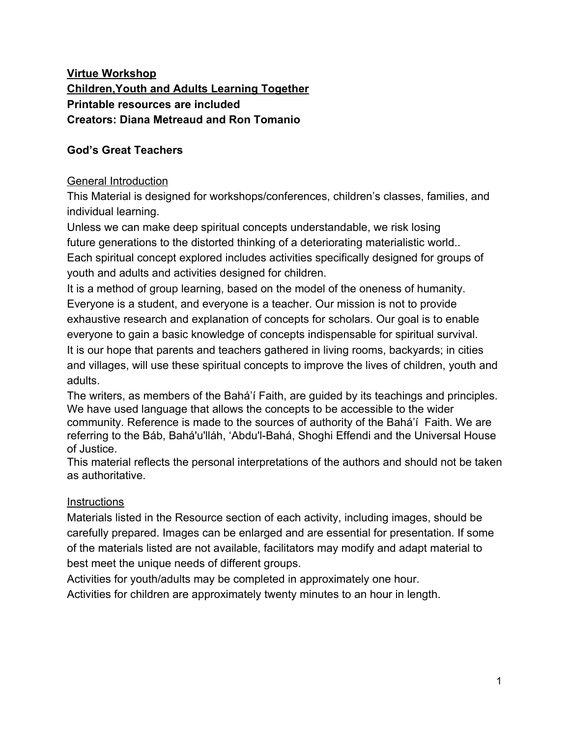**<u>Virtue Workshop</u>**
**<u>Children,Youth and Adults Learning Together</u>**
**Printable resources are included**
**Creators: Diana Metreaud and Ron Tomanio**

**God's Great Teachers**

<u>General Introduction</u>

This Material is designed for workshops/conferences, children's classes, families, and individual learning.

Unless we can make deep spiritual concepts understandable, we risk losing future generations to the distorted thinking of a deteriorating materialistic world..

Each spiritual concept explored includes activities specifically designed for groups of youth and adults and activities designed for children.

It is a method of group learning, based on the model of the oneness of humanity. Everyone is a student, and everyone is a teacher. Our mission is not to provide exhaustive research and explanation of concepts for scholars. Our goal is to enable everyone to gain a basic knowledge of concepts indispensable for spiritual survival.

It is our hope that parents and teachers gathered in living rooms, backyards; in cities and villages, will use these spiritual concepts to improve the lives of children, youth and adults.

The writers, as members of the Bahá'í Faith, are guided by its teachings and principles. We have used language that allows the concepts to be accessible to the wider community. Reference is made to the sources of authority of the Bahá'í Faith. We are referring to the Báb, Bahá'u'lláh, 'Abdu'l-Bahá, Shoghi Effendi and the Universal House of Justice.

This material reflects the personal interpretations of the authors and should not be taken as authoritative.

<u>Instructions</u>

Materials listed in the Resource section of each activity, including images, should be carefully prepared. Images can be enlarged and are essential for presentation. If some of the materials listed are not available, facilitators may modify and adapt material to best meet the unique needs of different groups.

Activities for youth/adults may be completed in approximately one hour.

Activities for children are approximately twenty minutes to an hour in length.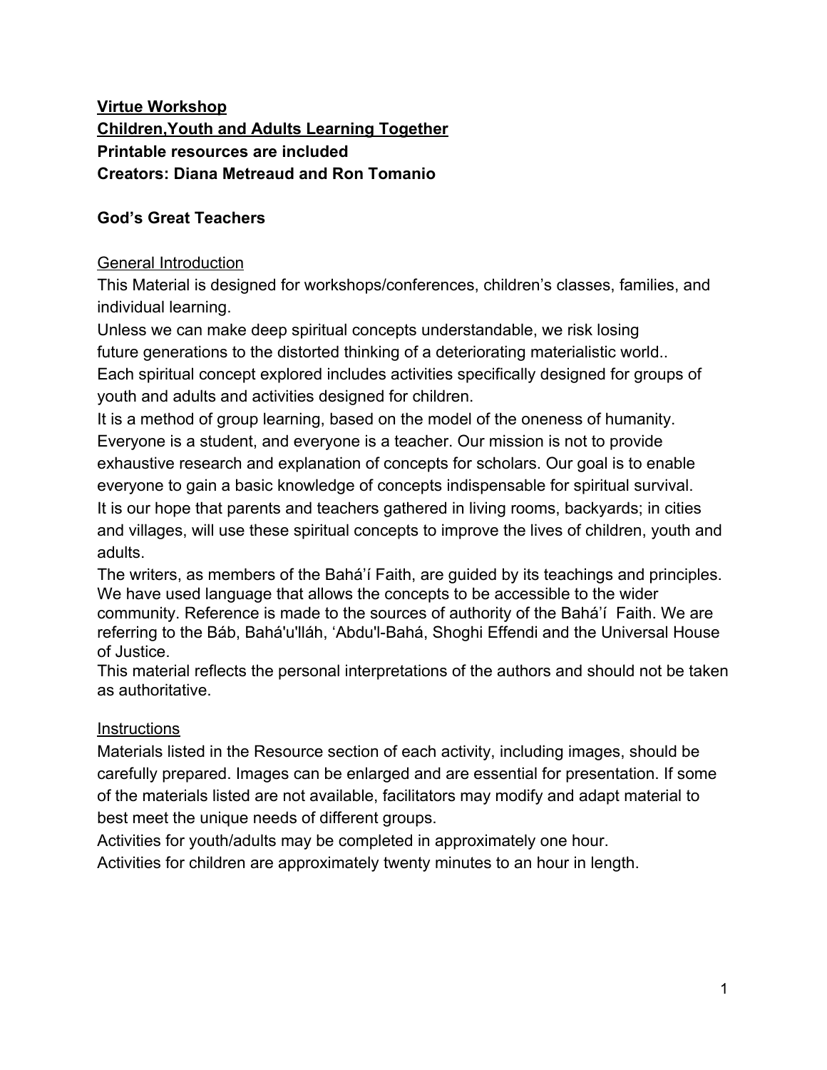**Virtue Workshop**
**Children,Youth and Adults Learning Together**
**Printable resources are included**
**Creators: Diana Metreaud and Ron Tomanio**

## God's Great Teachers

### General Introduction

This Material is designed for workshops/conferences, children's classes, families, and individual learning.

Unless we can make deep spiritual concepts understandable, we risk losing future generations to the distorted thinking of a deteriorating materialistic world..

Each spiritual concept explored includes activities specifically designed for groups of youth and adults and activities designed for children.

It is a method of group learning, based on the model of the oneness of humanity. Everyone is a student, and everyone is a teacher. Our mission is not to provide exhaustive research and explanation of concepts for scholars. Our goal is to enable everyone to gain a basic knowledge of concepts indispensable for spiritual survival.

It is our hope that parents and teachers gathered in living rooms, backyards; in cities and villages, will use these spiritual concepts to improve the lives of children, youth and adults.

The writers, as members of the Bahá'í Faith, are guided by its teachings and principles. We have used language that allows the concepts to be accessible to the wider community. Reference is made to the sources of authority of the Bahá'í Faith. We are referring to the Báb, Bahá'u'lláh, 'Abdu'l-Bahá, Shoghi Effendi and the Universal House of Justice.

This material reflects the personal interpretations of the authors and should not be taken as authoritative.

### Instructions

Materials listed in the Resource section of each activity, including images, should be carefully prepared. Images can be enlarged and are essential for presentation. If some of the materials listed are not available, facilitators may modify and adapt material to best meet the unique needs of different groups.

Activities for youth/adults may be completed in approximately one hour.

Activities for children are approximately twenty minutes to an hour in length.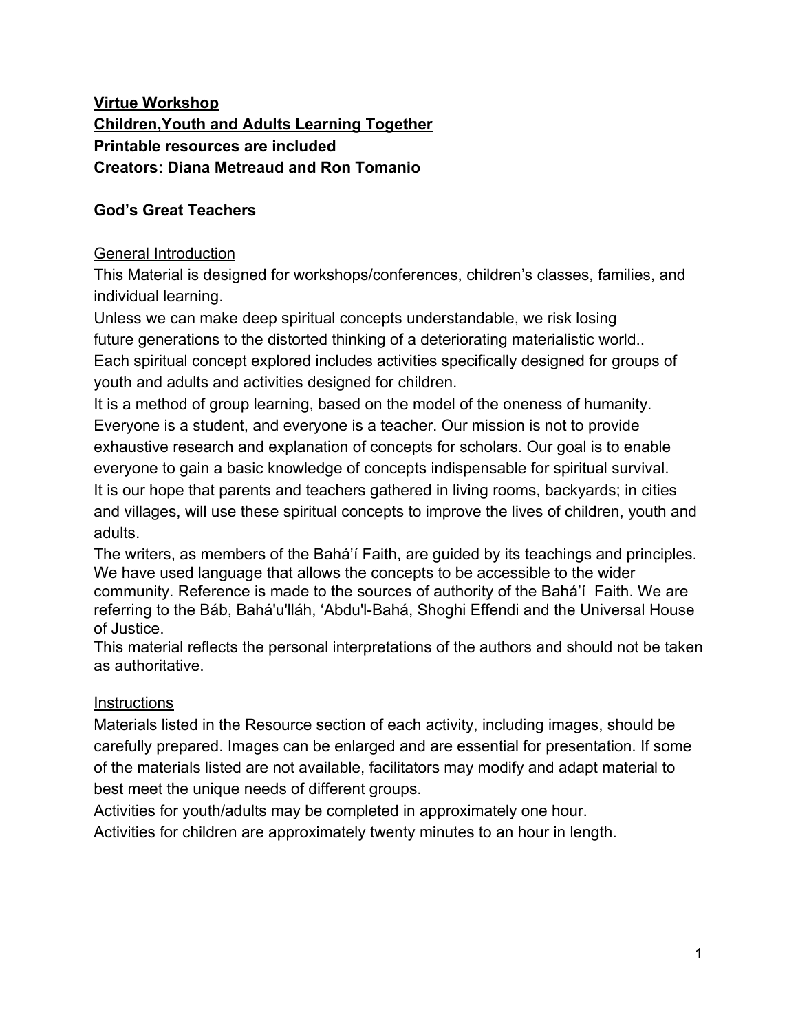**<u>Virtue Workshop</u>**
**<u>Children,Youth and Adults Learning Together</u>**
**Printable resources are included**
**Creators: Diana Metreaud and Ron Tomanio**

**God's Great Teachers**

<u>General Introduction</u>

This Material is designed for workshops/conferences, children's classes, families, and individual learning.

Unless we can make deep spiritual concepts understandable, we risk losing future generations to the distorted thinking of a deteriorating materialistic world..

Each spiritual concept explored includes activities specifically designed for groups of youth and adults and activities designed for children.

It is a method of group learning, based on the model of the oneness of humanity. Everyone is a student, and everyone is a teacher. Our mission is not to provide exhaustive research and explanation of concepts for scholars. Our goal is to enable everyone to gain a basic knowledge of concepts indispensable for spiritual survival.

It is our hope that parents and teachers gathered in living rooms, backyards; in cities and villages, will use these spiritual concepts to improve the lives of children, youth and adults.

The writers, as members of the Bahá'í Faith, are guided by its teachings and principles. We have used language that allows the concepts to be accessible to the wider community. Reference is made to the sources of authority of the Bahá'í Faith. We are referring to the Báb, Bahá'u'lláh, 'Abdu'l-Bahá, Shoghi Effendi and the Universal House of Justice.

This material reflects the personal interpretations of the authors and should not be taken as authoritative.

<u>Instructions</u>

Materials listed in the Resource section of each activity, including images, should be carefully prepared. Images can be enlarged and are essential for presentation. If some of the materials listed are not available, facilitators may modify and adapt material to best meet the unique needs of different groups.

Activities for youth/adults may be completed in approximately one hour.

Activities for children are approximately twenty minutes to an hour in length.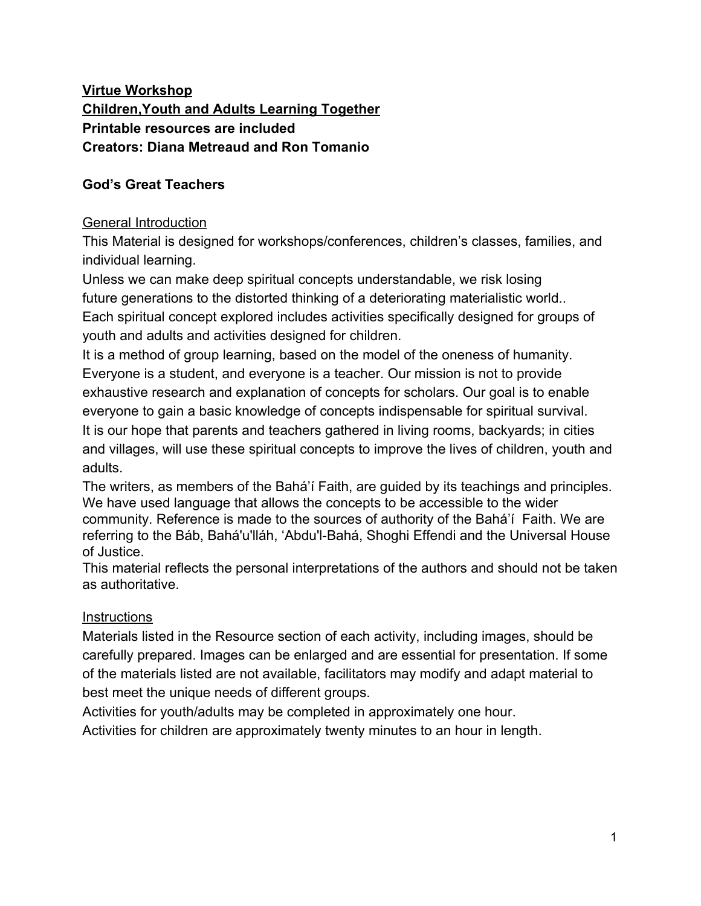**<u>Virtue Workshop</u>**
**<u>Children,Youth and Adults Learning Together</u>**
**Printable resources are included**
**Creators: Diana Metreaud and Ron Tomanio**

**God's Great Teachers**

<u>General Introduction</u>

This Material is designed for workshops/conferences, children's classes, families, and individual learning.

Unless we can make deep spiritual concepts understandable, we risk losing future generations to the distorted thinking of a deteriorating materialistic world..

Each spiritual concept explored includes activities specifically designed for groups of youth and adults and activities designed for children.

It is a method of group learning, based on the model of the oneness of humanity. Everyone is a student, and everyone is a teacher. Our mission is not to provide exhaustive research and explanation of concepts for scholars. Our goal is to enable everyone to gain a basic knowledge of concepts indispensable for spiritual survival.

It is our hope that parents and teachers gathered in living rooms, backyards; in cities and villages, will use these spiritual concepts to improve the lives of children, youth and adults.

The writers, as members of the Bahá'í Faith, are guided by its teachings and principles. We have used language that allows the concepts to be accessible to the wider community. Reference is made to the sources of authority of the Bahá'í Faith. We are referring to the Báb, Bahá'u'lláh, 'Abdu'l-Bahá, Shoghi Effendi and the Universal House of Justice.

This material reflects the personal interpretations of the authors and should not be taken as authoritative.

<u>Instructions</u>

Materials listed in the Resource section of each activity, including images, should be carefully prepared. Images can be enlarged and are essential for presentation. If some of the materials listed are not available, facilitators may modify and adapt material to best meet the unique needs of different groups.

Activities for youth/adults may be completed in approximately one hour.

Activities for children are approximately twenty minutes to an hour in length.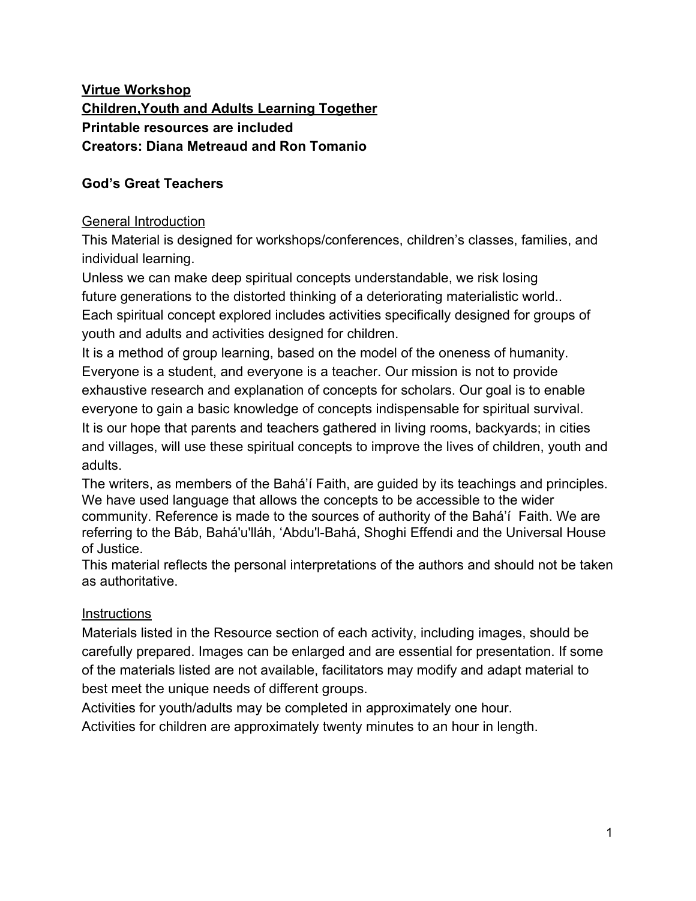**<u>Virtue Workshop</u>**
**<u>Children,Youth and Adults Learning Together</u>**
**Printable resources are included**
**Creators: Diana Metreaud and Ron Tomanio**

**God's Great Teachers**

<u>General Introduction</u>

This Material is designed for workshops/conferences, children's classes, families, and individual learning.

Unless we can make deep spiritual concepts understandable, we risk losing future generations to the distorted thinking of a deteriorating materialistic world..

Each spiritual concept explored includes activities specifically designed for groups of youth and adults and activities designed for children.

It is a method of group learning, based on the model of the oneness of humanity. Everyone is a student, and everyone is a teacher. Our mission is not to provide exhaustive research and explanation of concepts for scholars. Our goal is to enable everyone to gain a basic knowledge of concepts indispensable for spiritual survival.

It is our hope that parents and teachers gathered in living rooms, backyards; in cities and villages, will use these spiritual concepts to improve the lives of children, youth and adults.

The writers, as members of the Bahá'í Faith, are guided by its teachings and principles. We have used language that allows the concepts to be accessible to the wider community. Reference is made to the sources of authority of the Bahá'í Faith. We are referring to the Báb, Bahá'u'lláh, 'Abdu'l-Bahá, Shoghi Effendi and the Universal House of Justice.

This material reflects the personal interpretations of the authors and should not be taken as authoritative.

<u>Instructions</u>

Materials listed in the Resource section of each activity, including images, should be carefully prepared. Images can be enlarged and are essential for presentation. If some of the materials listed are not available, facilitators may modify and adapt material to best meet the unique needs of different groups.

Activities for youth/adults may be completed in approximately one hour.

Activities for children are approximately twenty minutes to an hour in length.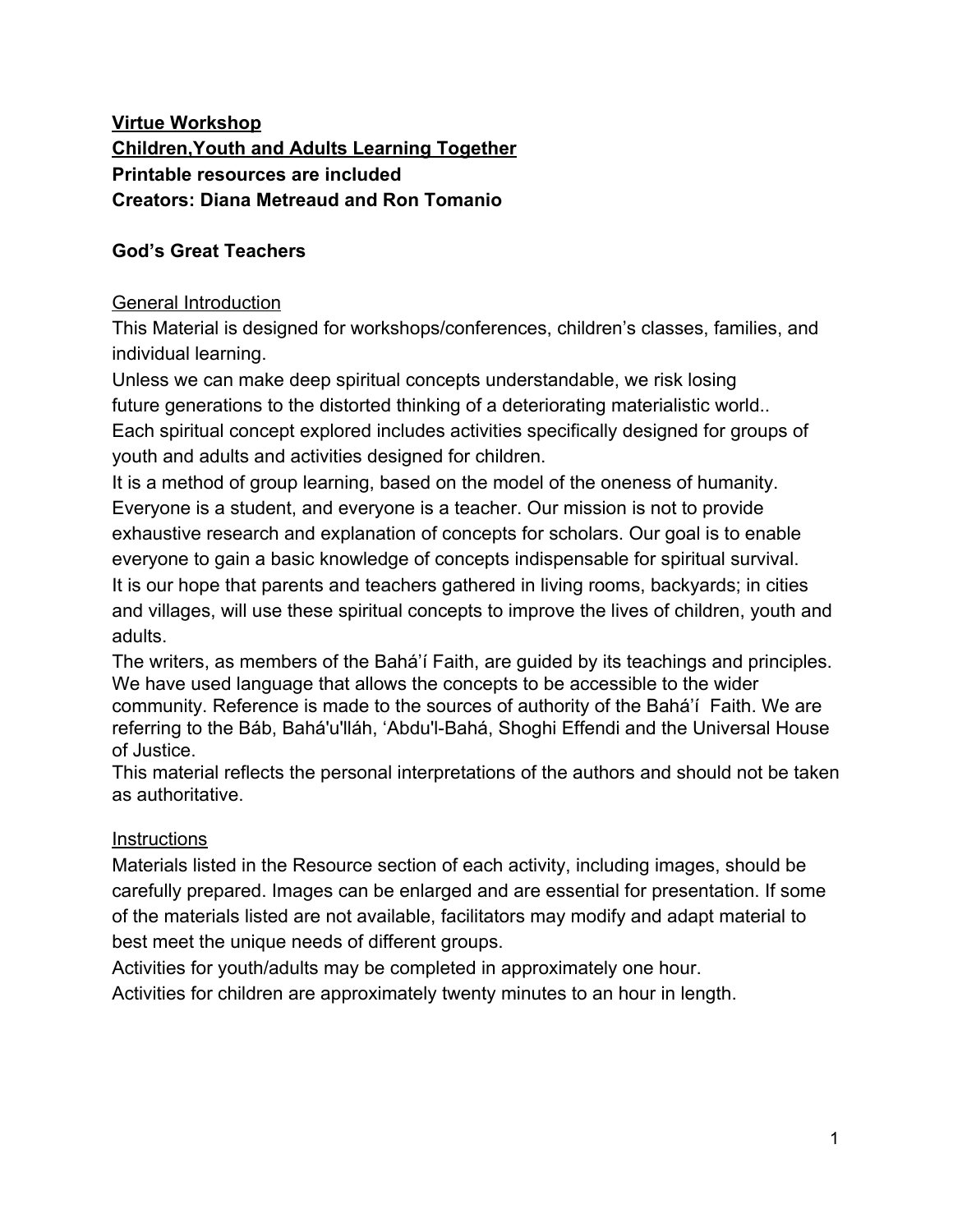**Virtue Workshop**
**Children,Youth and Adults Learning Together**
**Printable resources are included**
**Creators: Diana Metreaud and Ron Tomanio**

## God's Great Teachers

General Introduction

This Material is designed for workshops/conferences, children's classes, families, and individual learning.

Unless we can make deep spiritual concepts understandable, we risk losing future generations to the distorted thinking of a deteriorating materialistic world..

Each spiritual concept explored includes activities specifically designed for groups of youth and adults and activities designed for children.

It is a method of group learning, based on the model of the oneness of humanity. Everyone is a student, and everyone is a teacher. Our mission is not to provide exhaustive research and explanation of concepts for scholars. Our goal is to enable everyone to gain a basic knowledge of concepts indispensable for spiritual survival.

It is our hope that parents and teachers gathered in living rooms, backyards; in cities and villages, will use these spiritual concepts to improve the lives of children, youth and adults.

The writers, as members of the Bahá'í Faith, are guided by its teachings and principles. We have used language that allows the concepts to be accessible to the wider community. Reference is made to the sources of authority of the Bahá'í Faith. We are referring to the Báb, Bahá'u'lláh, 'Abdu'l-Bahá, Shoghi Effendi and the Universal House of Justice.

This material reflects the personal interpretations of the authors and should not be taken as authoritative.

Instructions

Materials listed in the Resource section of each activity, including images, should be carefully prepared. Images can be enlarged and are essential for presentation. If some of the materials listed are not available, facilitators may modify and adapt material to best meet the unique needs of different groups.

Activities for youth/adults may be completed in approximately one hour.

Activities for children are approximately twenty minutes to an hour in length.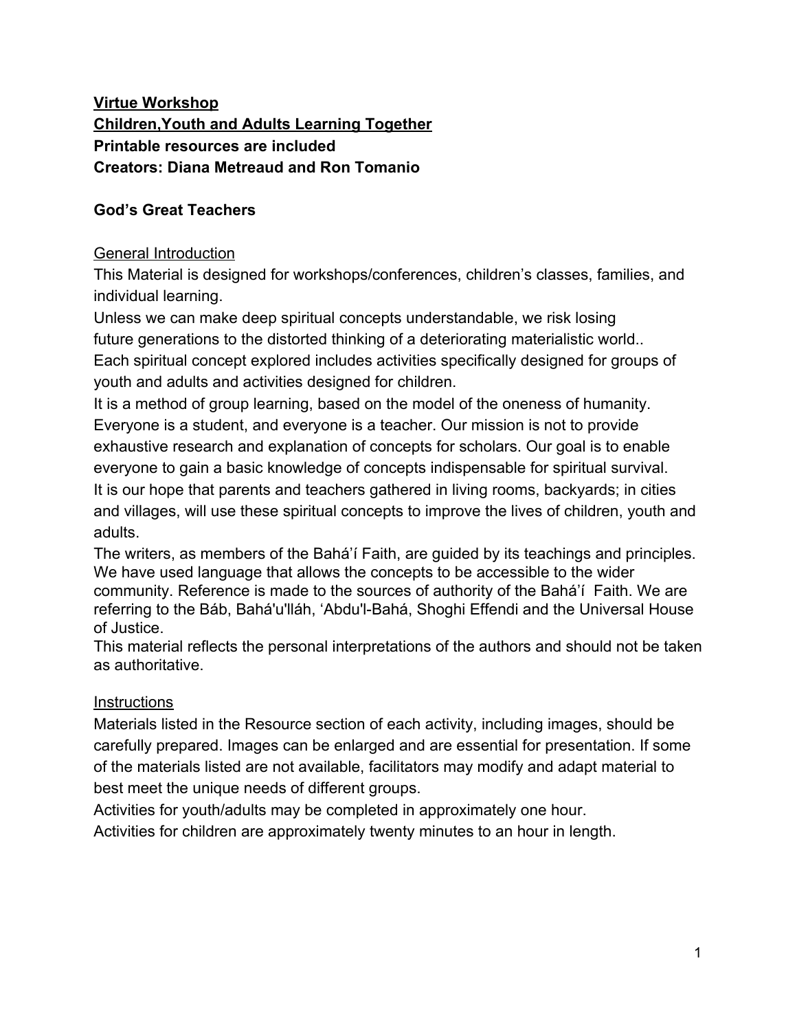**Virtue Workshop**
**Children,Youth and Adults Learning Together**
**Printable resources are included**
**Creators: Diana Metreaud and Ron Tomanio**

## God's Great Teachers

General Introduction

This Material is designed for workshops/conferences, children's classes, families, and individual learning.

Unless we can make deep spiritual concepts understandable, we risk losing future generations to the distorted thinking of a deteriorating materialistic world..

Each spiritual concept explored includes activities specifically designed for groups of youth and adults and activities designed for children.

It is a method of group learning, based on the model of the oneness of humanity. Everyone is a student, and everyone is a teacher. Our mission is not to provide exhaustive research and explanation of concepts for scholars. Our goal is to enable everyone to gain a basic knowledge of concepts indispensable for spiritual survival.

It is our hope that parents and teachers gathered in living rooms, backyards; in cities and villages, will use these spiritual concepts to improve the lives of children, youth and adults.

The writers, as members of the Bahá'í Faith, are guided by its teachings and principles. We have used language that allows the concepts to be accessible to the wider community. Reference is made to the sources of authority of the Bahá'í Faith. We are referring to the Báb, Bahá'u'lláh, 'Abdu'l-Bahá, Shoghi Effendi and the Universal House of Justice.

This material reflects the personal interpretations of the authors and should not be taken as authoritative.

Instructions

Materials listed in the Resource section of each activity, including images, should be carefully prepared. Images can be enlarged and are essential for presentation. If some of the materials listed are not available, facilitators may modify and adapt material to best meet the unique needs of different groups.

Activities for youth/adults may be completed in approximately one hour.

Activities for children are approximately twenty minutes to an hour in length.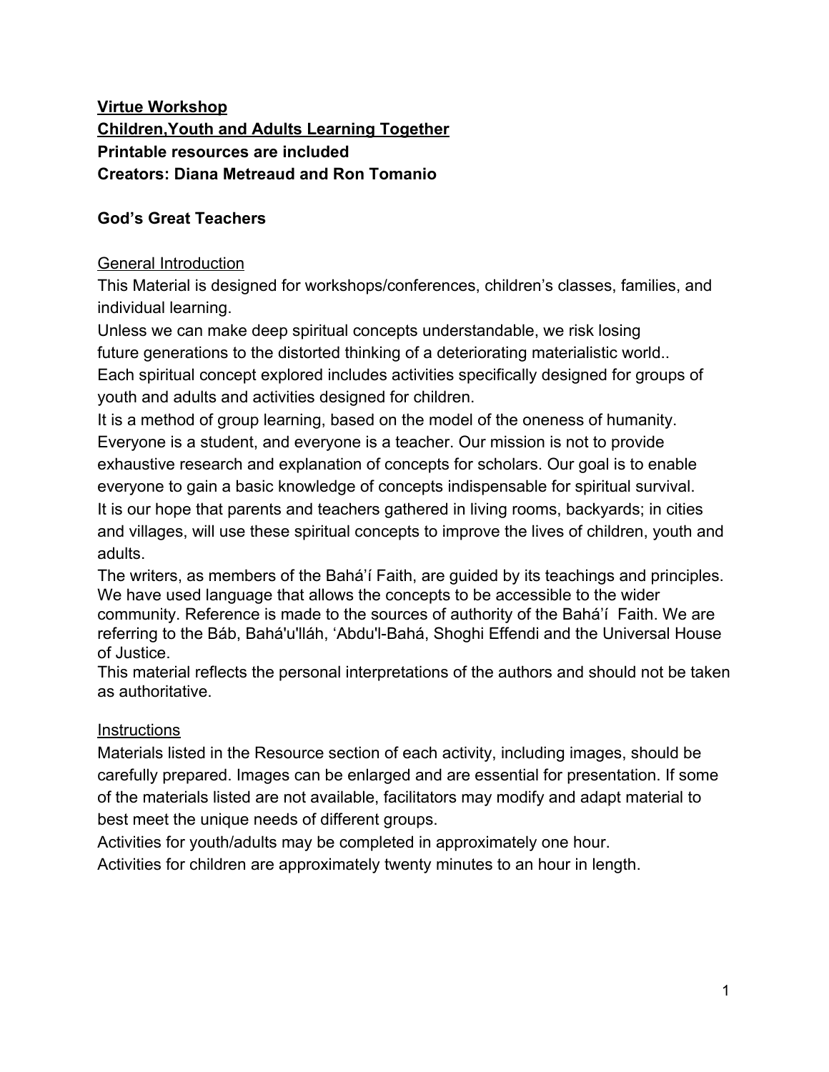**Virtue Workshop**
**Children,Youth and Adults Learning Together**
**Printable resources are included**
**Creators: Diana Metreaud and Ron Tomanio**

**God's Great Teachers**

General Introduction

This Material is designed for workshops/conferences, children's classes, families, and individual learning.

Unless we can make deep spiritual concepts understandable, we risk losing future generations to the distorted thinking of a deteriorating materialistic world..

Each spiritual concept explored includes activities specifically designed for groups of youth and adults and activities designed for children.

It is a method of group learning, based on the model of the oneness of humanity. Everyone is a student, and everyone is a teacher. Our mission is not to provide exhaustive research and explanation of concepts for scholars. Our goal is to enable everyone to gain a basic knowledge of concepts indispensable for spiritual survival.

It is our hope that parents and teachers gathered in living rooms, backyards; in cities and villages, will use these spiritual concepts to improve the lives of children, youth and adults.

The writers, as members of the Bahá'í Faith, are guided by its teachings and principles. We have used language that allows the concepts to be accessible to the wider community. Reference is made to the sources of authority of the Bahá'í Faith. We are referring to the Báb, Bahá'u'lláh, 'Abdu'l-Bahá, Shoghi Effendi and the Universal House of Justice.

This material reflects the personal interpretations of the authors and should not be taken as authoritative.

Instructions

Materials listed in the Resource section of each activity, including images, should be carefully prepared. Images can be enlarged and are essential for presentation. If some of the materials listed are not available, facilitators may modify and adapt material to best meet the unique needs of different groups.

Activities for youth/adults may be completed in approximately one hour.

Activities for children are approximately twenty minutes to an hour in length.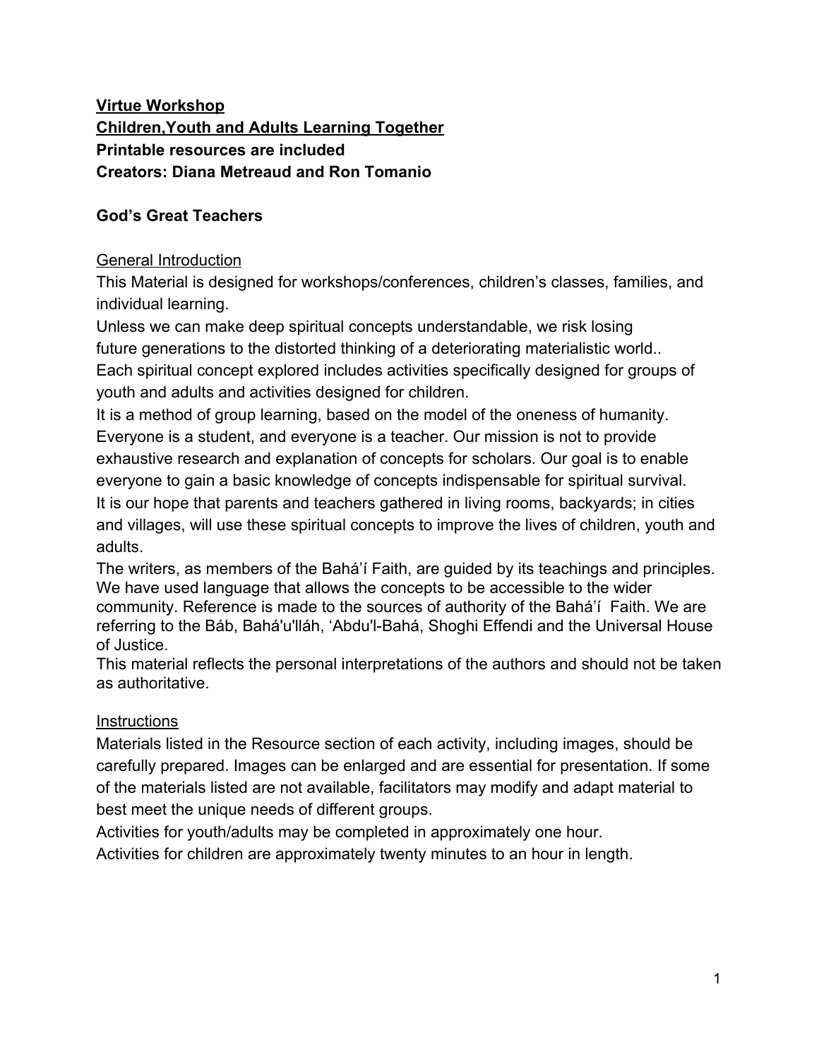**<u>Virtue Workshop</u>**
**<u>Children,Youth and Adults Learning Together</u>**
**Printable resources are included**
**Creators: Diana Metreaud and Ron Tomanio**

**God's Great Teachers**

<u>General Introduction</u>

This Material is designed for workshops/conferences, children's classes, families, and individual learning.

Unless we can make deep spiritual concepts understandable, we risk losing future generations to the distorted thinking of a deteriorating materialistic world..

Each spiritual concept explored includes activities specifically designed for groups of youth and adults and activities designed for children.

It is a method of group learning, based on the model of the oneness of humanity. Everyone is a student, and everyone is a teacher. Our mission is not to provide exhaustive research and explanation of concepts for scholars. Our goal is to enable everyone to gain a basic knowledge of concepts indispensable for spiritual survival.

It is our hope that parents and teachers gathered in living rooms, backyards; in cities and villages, will use these spiritual concepts to improve the lives of children, youth and adults.

The writers, as members of the Bahá'í Faith, are guided by its teachings and principles. We have used language that allows the concepts to be accessible to the wider community. Reference is made to the sources of authority of the Bahá'í Faith. We are referring to the Báb, Bahá'u'lláh, 'Abdu'l-Bahá, Shoghi Effendi and the Universal House of Justice.

This material reflects the personal interpretations of the authors and should not be taken as authoritative.

<u>Instructions</u>

Materials listed in the Resource section of each activity, including images, should be carefully prepared. Images can be enlarged and are essential for presentation. If some of the materials listed are not available, facilitators may modify and adapt material to best meet the unique needs of different groups.

Activities for youth/adults may be completed in approximately one hour.

Activities for children are approximately twenty minutes to an hour in length.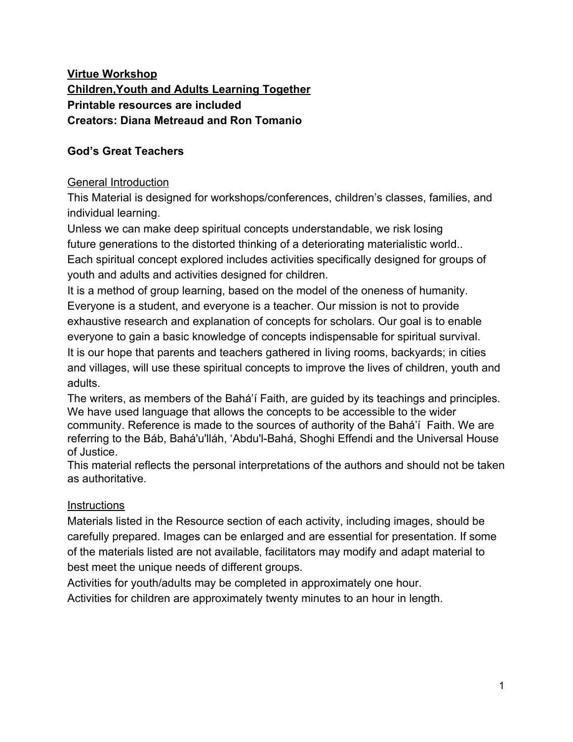**Virtue Workshop**
**Children,Youth and Adults Learning Together**
**Printable resources are included**
**Creators: Diana Metreaud and Ron Tomanio**

**God's Great Teachers**

General Introduction

This Material is designed for workshops/conferences, children's classes, families, and individual learning.

Unless we can make deep spiritual concepts understandable, we risk losing future generations to the distorted thinking of a deteriorating materialistic world..

Each spiritual concept explored includes activities specifically designed for groups of youth and adults and activities designed for children.

It is a method of group learning, based on the model of the oneness of humanity. Everyone is a student, and everyone is a teacher. Our mission is not to provide exhaustive research and explanation of concepts for scholars. Our goal is to enable everyone to gain a basic knowledge of concepts indispensable for spiritual survival.

It is our hope that parents and teachers gathered in living rooms, backyards; in cities and villages, will use these spiritual concepts to improve the lives of children, youth and adults.

The writers, as members of the Bahá'í Faith, are guided by its teachings and principles. We have used language that allows the concepts to be accessible to the wider community. Reference is made to the sources of authority of the Bahá'í Faith. We are referring to the Báb, Bahá'u'lláh, 'Abdu'l-Bahá, Shoghi Effendi and the Universal House of Justice.

This material reflects the personal interpretations of the authors and should not be taken as authoritative.

Instructions

Materials listed in the Resource section of each activity, including images, should be carefully prepared. Images can be enlarged and are essential for presentation. If some of the materials listed are not available, facilitators may modify and adapt material to best meet the unique needs of different groups.

Activities for youth/adults may be completed in approximately one hour.

Activities for children are approximately twenty minutes to an hour in length.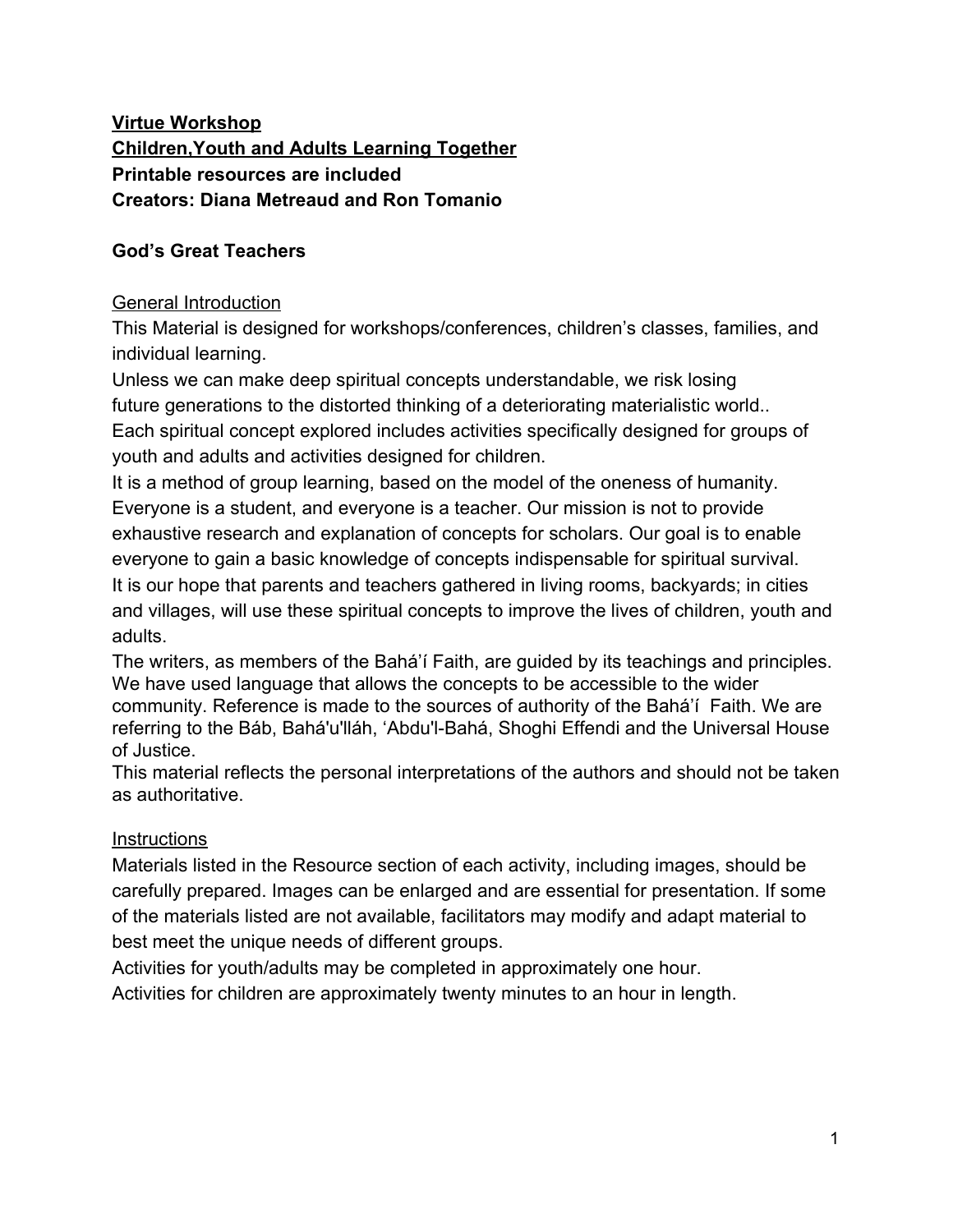**<u>Virtue Workshop</u>**
**<u>Children,Youth and Adults Learning Together</u>**
**Printable resources are included**
**Creators: Diana Metreaud and Ron Tomanio**

**God's Great Teachers**

<u>General Introduction</u>

This Material is designed for workshops/conferences, children's classes, families, and individual learning.

Unless we can make deep spiritual concepts understandable, we risk losing future generations to the distorted thinking of a deteriorating materialistic world..

Each spiritual concept explored includes activities specifically designed for groups of youth and adults and activities designed for children.

It is a method of group learning, based on the model of the oneness of humanity. Everyone is a student, and everyone is a teacher. Our mission is not to provide exhaustive research and explanation of concepts for scholars. Our goal is to enable everyone to gain a basic knowledge of concepts indispensable for spiritual survival.

It is our hope that parents and teachers gathered in living rooms, backyards; in cities and villages, will use these spiritual concepts to improve the lives of children, youth and adults.

The writers, as members of the Bahá'í Faith, are guided by its teachings and principles. We have used language that allows the concepts to be accessible to the wider community. Reference is made to the sources of authority of the Bahá'í Faith. We are referring to the Báb, Bahá'u'lláh, 'Abdu'l-Bahá, Shoghi Effendi and the Universal House of Justice.

This material reflects the personal interpretations of the authors and should not be taken as authoritative.

<u>Instructions</u>

Materials listed in the Resource section of each activity, including images, should be carefully prepared. Images can be enlarged and are essential for presentation. If some of the materials listed are not available, facilitators may modify and adapt material to best meet the unique needs of different groups.

Activities for youth/adults may be completed in approximately one hour.

Activities for children are approximately twenty minutes to an hour in length.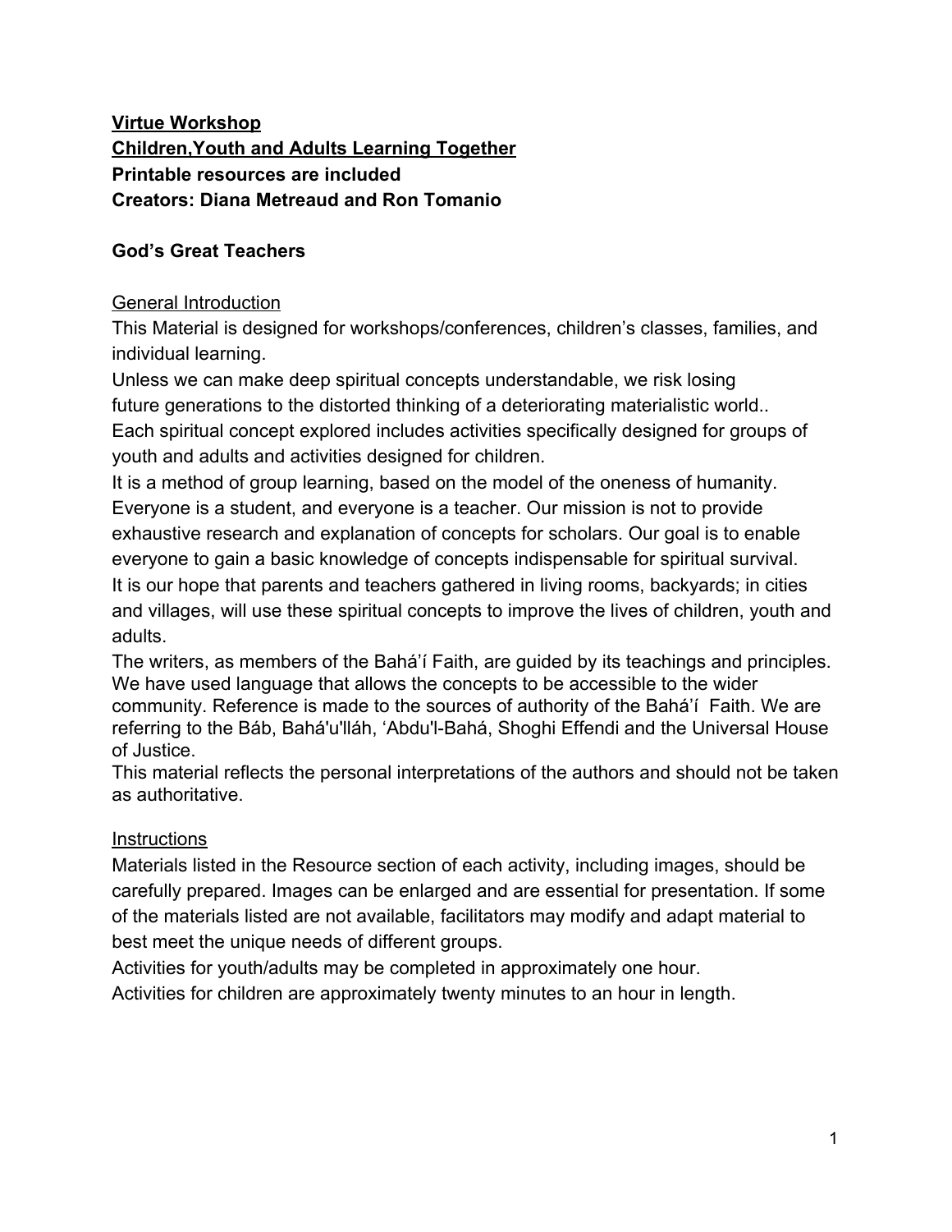**Virtue Workshop**
**Children,Youth and Adults Learning Together**
**Printable resources are included**
**Creators: Diana Metreaud and Ron Tomanio**

**God's Great Teachers**

General Introduction

This Material is designed for workshops/conferences, children's classes, families, and individual learning.

Unless we can make deep spiritual concepts understandable, we risk losing future generations to the distorted thinking of a deteriorating materialistic world..

Each spiritual concept explored includes activities specifically designed for groups of youth and adults and activities designed for children.

It is a method of group learning, based on the model of the oneness of humanity. Everyone is a student, and everyone is a teacher. Our mission is not to provide exhaustive research and explanation of concepts for scholars. Our goal is to enable everyone to gain a basic knowledge of concepts indispensable for spiritual survival.

It is our hope that parents and teachers gathered in living rooms, backyards; in cities and villages, will use these spiritual concepts to improve the lives of children, youth and adults.

The writers, as members of the Bahá'í Faith, are guided by its teachings and principles. We have used language that allows the concepts to be accessible to the wider community. Reference is made to the sources of authority of the Bahá'í Faith. We are referring to the Báb, Bahá'u'lláh, 'Abdu'l-Bahá, Shoghi Effendi and the Universal House of Justice.

This material reflects the personal interpretations of the authors and should not be taken as authoritative.

Instructions

Materials listed in the Resource section of each activity, including images, should be carefully prepared. Images can be enlarged and are essential for presentation. If some of the materials listed are not available, facilitators may modify and adapt material to best meet the unique needs of different groups.

Activities for youth/adults may be completed in approximately one hour.

Activities for children are approximately twenty minutes to an hour in length.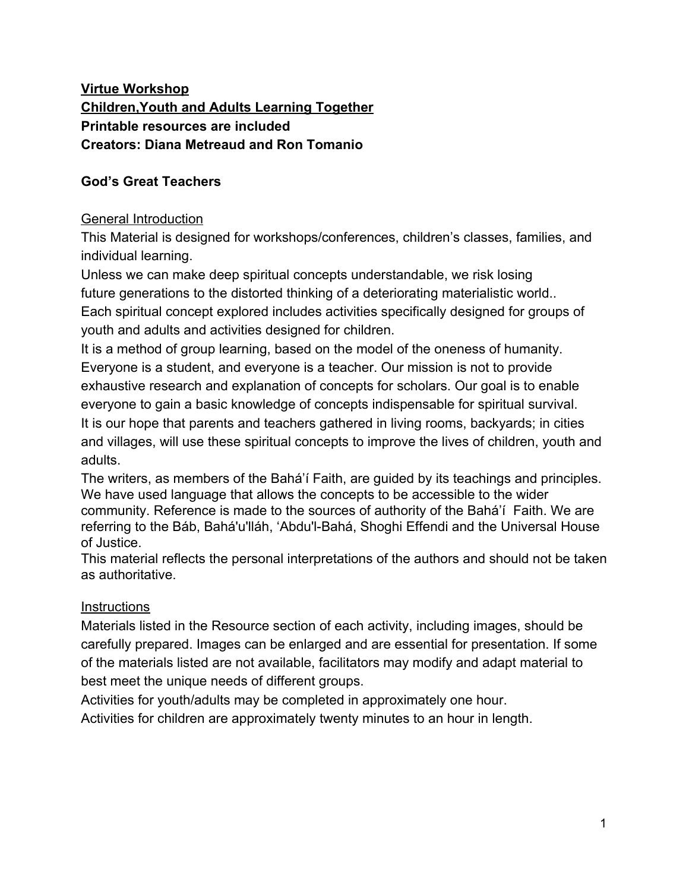**<u>Virtue Workshop</u>**
**<u>Children,Youth and Adults Learning Together</u>**
**Printable resources are included**
**Creators: Diana Metreaud and Ron Tomanio**

**God's Great Teachers**

<u>General Introduction</u>

This Material is designed for workshops/conferences, children's classes, families, and individual learning.

Unless we can make deep spiritual concepts understandable, we risk losing future generations to the distorted thinking of a deteriorating materialistic world..

Each spiritual concept explored includes activities specifically designed for groups of youth and adults and activities designed for children.

It is a method of group learning, based on the model of the oneness of humanity. Everyone is a student, and everyone is a teacher. Our mission is not to provide exhaustive research and explanation of concepts for scholars. Our goal is to enable everyone to gain a basic knowledge of concepts indispensable for spiritual survival.

It is our hope that parents and teachers gathered in living rooms, backyards; in cities and villages, will use these spiritual concepts to improve the lives of children, youth and adults.

The writers, as members of the Bahá'í Faith, are guided by its teachings and principles. We have used language that allows the concepts to be accessible to the wider community. Reference is made to the sources of authority of the Bahá'í Faith. We are referring to the Báb, Bahá'u'lláh, 'Abdu'l-Bahá, Shoghi Effendi and the Universal House of Justice.

This material reflects the personal interpretations of the authors and should not be taken as authoritative.

<u>Instructions</u>

Materials listed in the Resource section of each activity, including images, should be carefully prepared. Images can be enlarged and are essential for presentation. If some of the materials listed are not available, facilitators may modify and adapt material to best meet the unique needs of different groups.

Activities for youth/adults may be completed in approximately one hour.

Activities for children are approximately twenty minutes to an hour in length.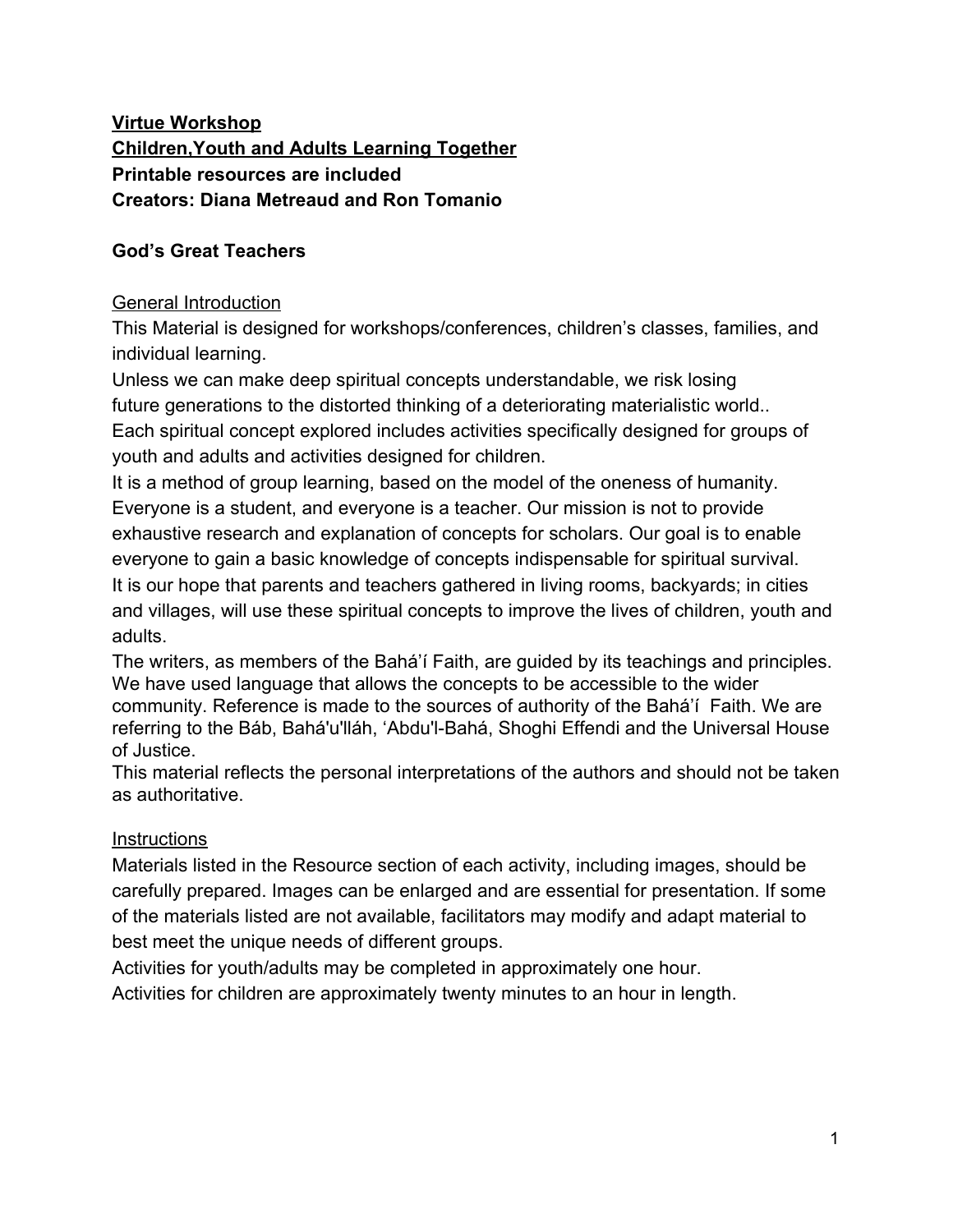**<u>Virtue Workshop</u>**
**<u>Children,Youth and Adults Learning Together</u>**
**Printable resources are included**
**Creators: Diana Metreaud and Ron Tomanio**

**God's Great Teachers**

<u>General Introduction</u>

This Material is designed for workshops/conferences, children's classes, families, and individual learning.

Unless we can make deep spiritual concepts understandable, we risk losing future generations to the distorted thinking of a deteriorating materialistic world..

Each spiritual concept explored includes activities specifically designed for groups of youth and adults and activities designed for children.

It is a method of group learning, based on the model of the oneness of humanity. Everyone is a student, and everyone is a teacher. Our mission is not to provide exhaustive research and explanation of concepts for scholars. Our goal is to enable everyone to gain a basic knowledge of concepts indispensable for spiritual survival.

It is our hope that parents and teachers gathered in living rooms, backyards; in cities and villages, will use these spiritual concepts to improve the lives of children, youth and adults.

The writers, as members of the Bahá'í Faith, are guided by its teachings and principles. We have used language that allows the concepts to be accessible to the wider community. Reference is made to the sources of authority of the Bahá'í Faith. We are referring to the Báb, Bahá'u'lláh, 'Abdu'l-Bahá, Shoghi Effendi and the Universal House of Justice.

This material reflects the personal interpretations of the authors and should not be taken as authoritative.

<u>Instructions</u>

Materials listed in the Resource section of each activity, including images, should be carefully prepared. Images can be enlarged and are essential for presentation. If some of the materials listed are not available, facilitators may modify and adapt material to best meet the unique needs of different groups.

Activities for youth/adults may be completed in approximately one hour.

Activities for children are approximately twenty minutes to an hour in length.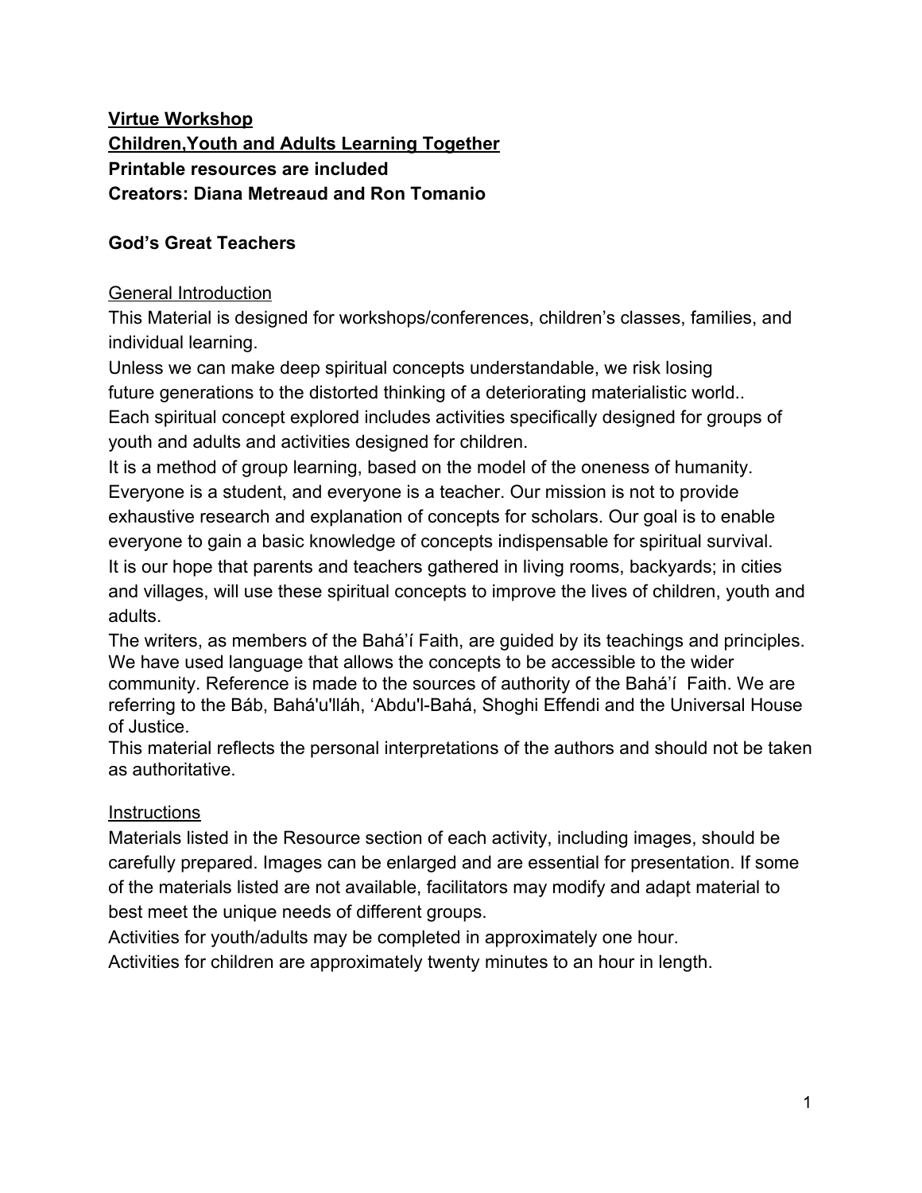**Virtue Workshop**
**Children,Youth and Adults Learning Together**
**Printable resources are included**
**Creators: Diana Metreaud and Ron Tomanio**

**God's Great Teachers**

General Introduction

This Material is designed for workshops/conferences, children's classes, families, and individual learning.

Unless we can make deep spiritual concepts understandable, we risk losing future generations to the distorted thinking of a deteriorating materialistic world..

Each spiritual concept explored includes activities specifically designed for groups of youth and adults and activities designed for children.

It is a method of group learning, based on the model of the oneness of humanity. Everyone is a student, and everyone is a teacher. Our mission is not to provide exhaustive research and explanation of concepts for scholars. Our goal is to enable everyone to gain a basic knowledge of concepts indispensable for spiritual survival.

It is our hope that parents and teachers gathered in living rooms, backyards; in cities and villages, will use these spiritual concepts to improve the lives of children, youth and adults.

The writers, as members of the Bahá'í Faith, are guided by its teachings and principles. We have used language that allows the concepts to be accessible to the wider community. Reference is made to the sources of authority of the Bahá'í Faith. We are referring to the Báb, Bahá'u'lláh, 'Abdu'l-Bahá, Shoghi Effendi and the Universal House of Justice.

This material reflects the personal interpretations of the authors and should not be taken as authoritative.

Instructions

Materials listed in the Resource section of each activity, including images, should be carefully prepared. Images can be enlarged and are essential for presentation. If some of the materials listed are not available, facilitators may modify and adapt material to best meet the unique needs of different groups.

Activities for youth/adults may be completed in approximately one hour.

Activities for children are approximately twenty minutes to an hour in length.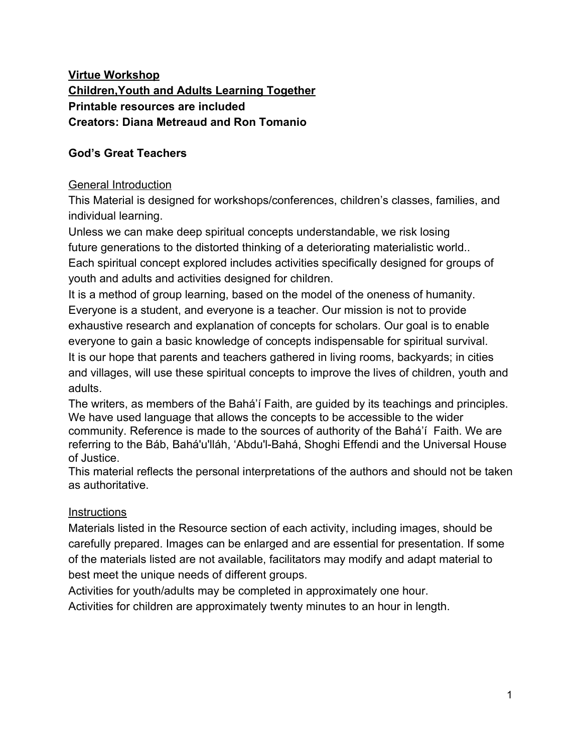**<u>Virtue Workshop</u>**
**<u>Children,Youth and Adults Learning Together</u>**
**Printable resources are included**
**Creators: Diana Metreaud and Ron Tomanio**

**God's Great Teachers**

<u>General Introduction</u>

This Material is designed for workshops/conferences, children's classes, families, and individual learning.

Unless we can make deep spiritual concepts understandable, we risk losing future generations to the distorted thinking of a deteriorating materialistic world..

Each spiritual concept explored includes activities specifically designed for groups of youth and adults and activities designed for children.

It is a method of group learning, based on the model of the oneness of humanity. Everyone is a student, and everyone is a teacher. Our mission is not to provide exhaustive research and explanation of concepts for scholars. Our goal is to enable everyone to gain a basic knowledge of concepts indispensable for spiritual survival.

It is our hope that parents and teachers gathered in living rooms, backyards; in cities and villages, will use these spiritual concepts to improve the lives of children, youth and adults.

The writers, as members of the Bahá'í Faith, are guided by its teachings and principles. We have used language that allows the concepts to be accessible to the wider community. Reference is made to the sources of authority of the Bahá'í Faith. We are referring to the Báb, Bahá'u'lláh, 'Abdu'l-Bahá, Shoghi Effendi and the Universal House of Justice.

This material reflects the personal interpretations of the authors and should not be taken as authoritative.

<u>Instructions</u>

Materials listed in the Resource section of each activity, including images, should be carefully prepared. Images can be enlarged and are essential for presentation. If some of the materials listed are not available, facilitators may modify and adapt material to best meet the unique needs of different groups.

Activities for youth/adults may be completed in approximately one hour.

Activities for children are approximately twenty minutes to an hour in length.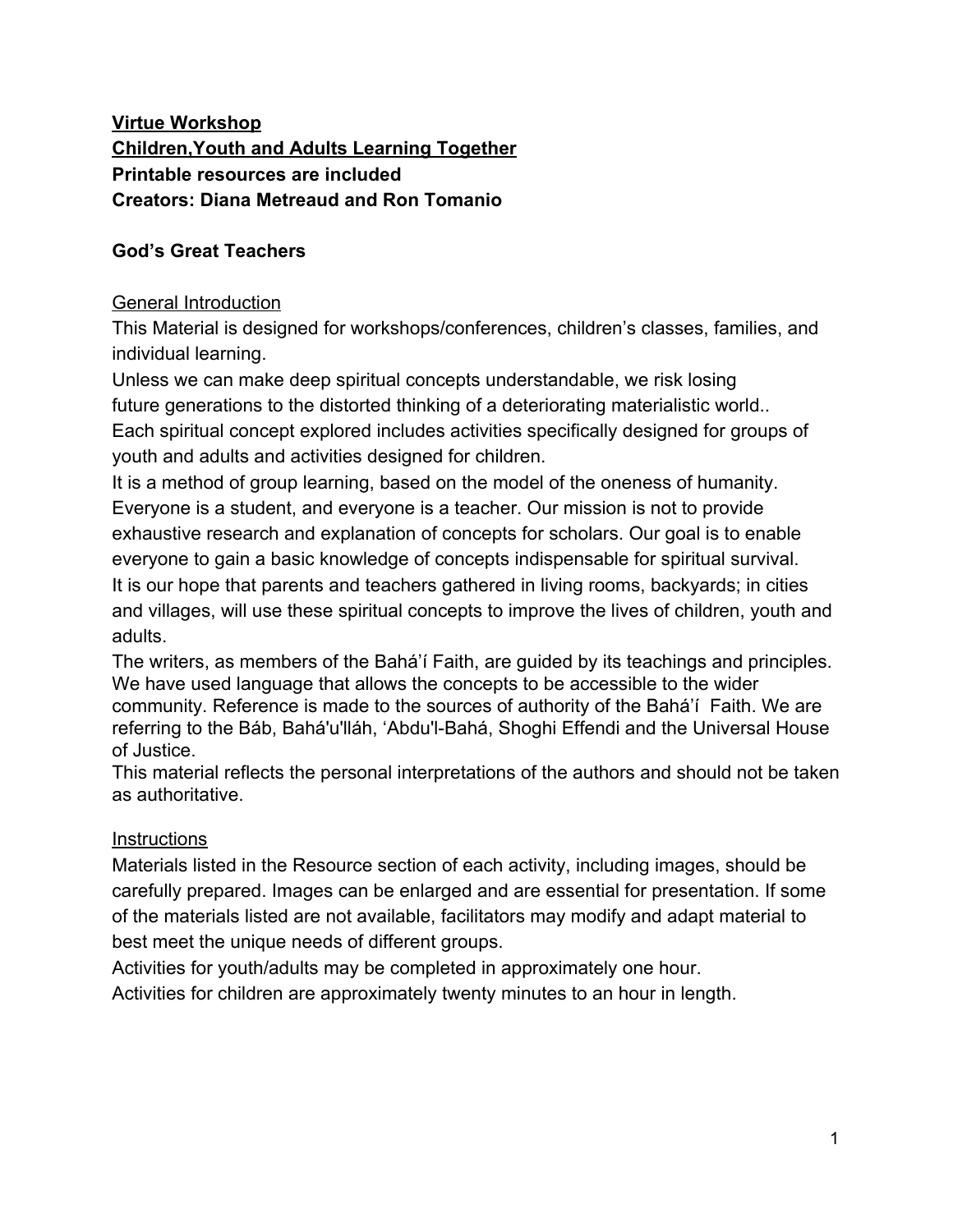**Virtue Workshop**
**Children,Youth and Adults Learning Together**
**Printable resources are included**
**Creators: Diana Metreaud and Ron Tomanio**

**God's Great Teachers**

General Introduction

This Material is designed for workshops/conferences, children's classes, families, and individual learning.

Unless we can make deep spiritual concepts understandable, we risk losing future generations to the distorted thinking of a deteriorating materialistic world..

Each spiritual concept explored includes activities specifically designed for groups of youth and adults and activities designed for children.

It is a method of group learning, based on the model of the oneness of humanity. Everyone is a student, and everyone is a teacher. Our mission is not to provide exhaustive research and explanation of concepts for scholars. Our goal is to enable everyone to gain a basic knowledge of concepts indispensable for spiritual survival.

It is our hope that parents and teachers gathered in living rooms, backyards; in cities and villages, will use these spiritual concepts to improve the lives of children, youth and adults.

The writers, as members of the Bahá'í Faith, are guided by its teachings and principles. We have used language that allows the concepts to be accessible to the wider community. Reference is made to the sources of authority of the Bahá'í Faith. We are referring to the Báb, Bahá'u'lláh, 'Abdu'l-Bahá, Shoghi Effendi and the Universal House of Justice.

This material reflects the personal interpretations of the authors and should not be taken as authoritative.

Instructions

Materials listed in the Resource section of each activity, including images, should be carefully prepared. Images can be enlarged and are essential for presentation. If some of the materials listed are not available, facilitators may modify and adapt material to best meet the unique needs of different groups.

Activities for youth/adults may be completed in approximately one hour.

Activities for children are approximately twenty minutes to an hour in length.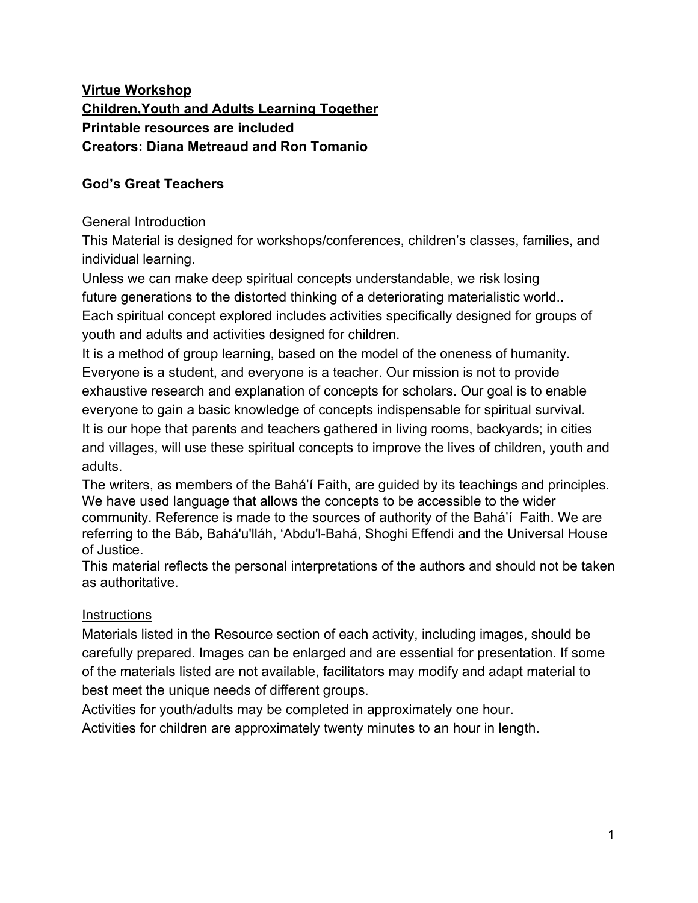**<u>Virtue Workshop</u>**
**<u>Children,Youth and Adults Learning Together</u>**
**Printable resources are included**
**Creators: Diana Metreaud and Ron Tomanio**

## God's Great Teachers

<u>General Introduction</u>

This Material is designed for workshops/conferences, children's classes, families, and individual learning.

Unless we can make deep spiritual concepts understandable, we risk losing future generations to the distorted thinking of a deteriorating materialistic world..

Each spiritual concept explored includes activities specifically designed for groups of youth and adults and activities designed for children.

It is a method of group learning, based on the model of the oneness of humanity. Everyone is a student, and everyone is a teacher. Our mission is not to provide exhaustive research and explanation of concepts for scholars. Our goal is to enable everyone to gain a basic knowledge of concepts indispensable for spiritual survival.

It is our hope that parents and teachers gathered in living rooms, backyards; in cities and villages, will use these spiritual concepts to improve the lives of children, youth and adults.

The writers, as members of the Bahá'í Faith, are guided by its teachings and principles. We have used language that allows the concepts to be accessible to the wider community. Reference is made to the sources of authority of the Bahá'í Faith. We are referring to the Báb, Bahá'u'lláh, 'Abdu'l-Bahá, Shoghi Effendi and the Universal House of Justice.

This material reflects the personal interpretations of the authors and should not be taken as authoritative.

<u>Instructions</u>

Materials listed in the Resource section of each activity, including images, should be carefully prepared. Images can be enlarged and are essential for presentation. If some of the materials listed are not available, facilitators may modify and adapt material to best meet the unique needs of different groups.

Activities for youth/adults may be completed in approximately one hour.

Activities for children are approximately twenty minutes to an hour in length.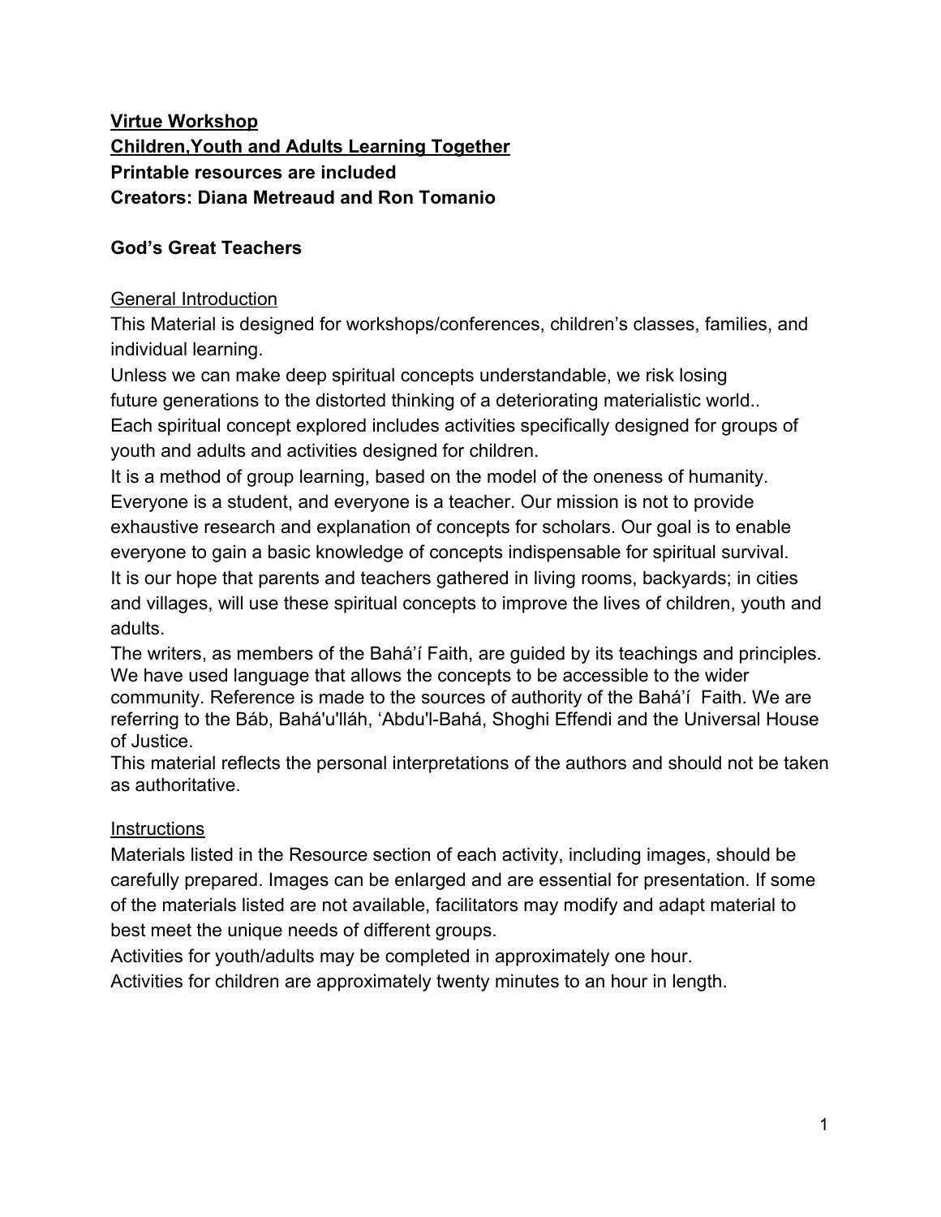**Virtue Workshop**
**Children,Youth and Adults Learning Together**
**Printable resources are included**
**Creators: Diana Metreaud and Ron Tomanio**

## God's Great Teachers

General Introduction

This Material is designed for workshops/conferences, children's classes, families, and individual learning.

Unless we can make deep spiritual concepts understandable, we risk losing future generations to the distorted thinking of a deteriorating materialistic world..

Each spiritual concept explored includes activities specifically designed for groups of youth and adults and activities designed for children.

It is a method of group learning, based on the model of the oneness of humanity. Everyone is a student, and everyone is a teacher. Our mission is not to provide exhaustive research and explanation of concepts for scholars. Our goal is to enable everyone to gain a basic knowledge of concepts indispensable for spiritual survival.

It is our hope that parents and teachers gathered in living rooms, backyards; in cities and villages, will use these spiritual concepts to improve the lives of children, youth and adults.

The writers, as members of the Bahá'í Faith, are guided by its teachings and principles. We have used language that allows the concepts to be accessible to the wider community. Reference is made to the sources of authority of the Bahá'í Faith. We are referring to the Báb, Bahá'u'lláh, 'Abdu'l-Bahá, Shoghi Effendi and the Universal House of Justice.

This material reflects the personal interpretations of the authors and should not be taken as authoritative.

Instructions

Materials listed in the Resource section of each activity, including images, should be carefully prepared. Images can be enlarged and are essential for presentation. If some of the materials listed are not available, facilitators may modify and adapt material to best meet the unique needs of different groups.

Activities for youth/adults may be completed in approximately one hour.

Activities for children are approximately twenty minutes to an hour in length.